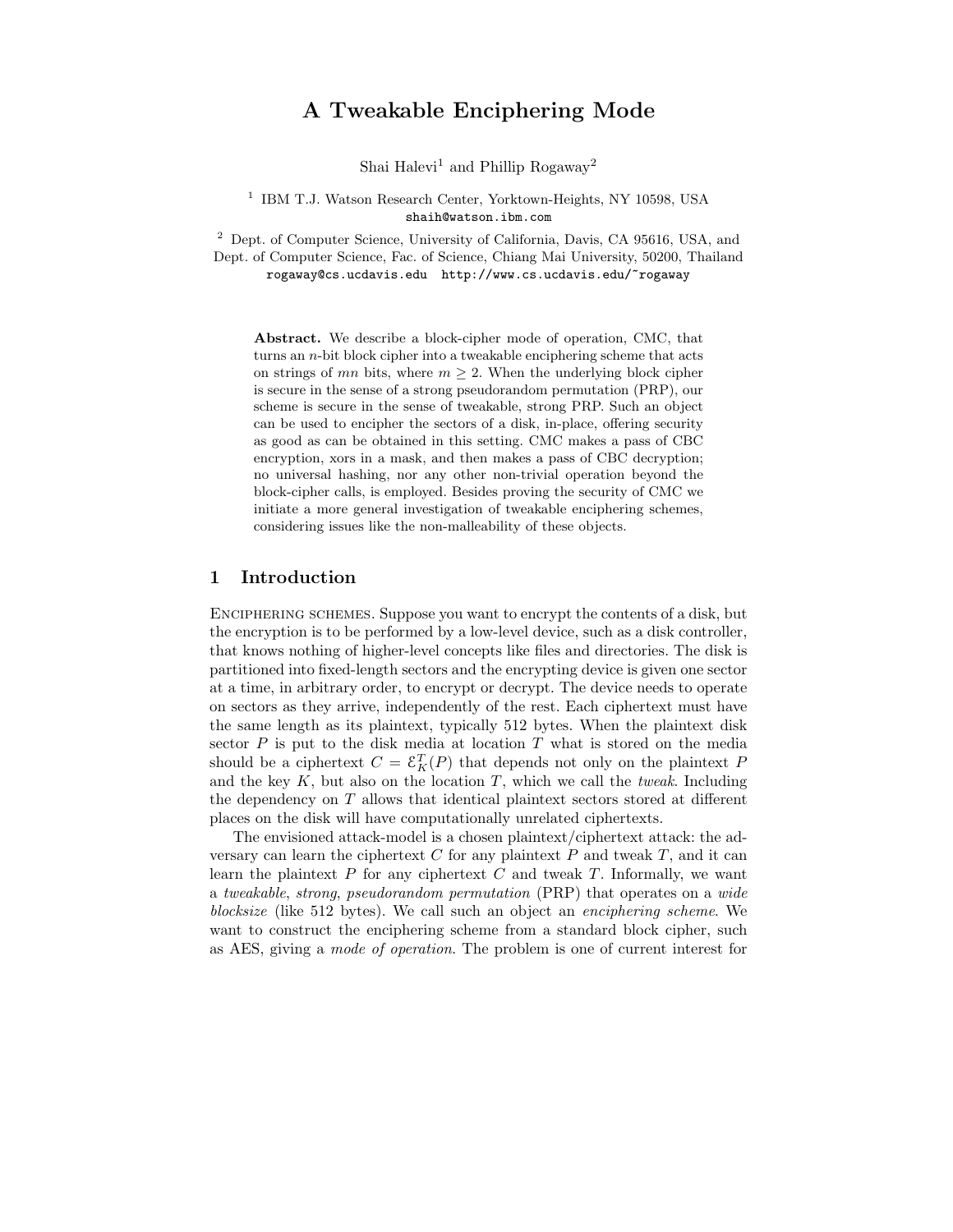# A Tweakable Enciphering Mode

Shai Halevi[1] and Phillip Rogaway[2]

[1] IBM T.J. Watson Research Center, Yorktown-Heights, NY 10598, USA
shaih@watson.ibm.com

[2] Dept. of Computer Science, University of California, Davis, CA 95616, USA, and
Dept. of Computer Science, Fac. of Science, Chiang Mai University, 50200, Thailand
rogaway@cs.ucdavis.edu http://www.cs.ucdavis.edu/~rogaway

**Abstract.** We describe a block-cipher mode of operation, CMC, that turns an $n$-bit block cipher into a tweakable enciphering scheme that acts on strings of $mn$ bits, where $m \geq 2$. When the underlying block cipher is secure in the sense of a strong pseudorandom permutation (PRP), our scheme is secure in the sense of tweakable, strong PRP. Such an object can be used to encipher the sectors of a disk, in-place, offering security as good as can be obtained in this setting. CMC makes a pass of CBC encryption, xors in a mask, and then makes a pass of CBC decryption; no universal hashing, nor any other non-trivial operation beyond the block-cipher calls, is employed. Besides proving the security of CMC we initiate a more general investigation of tweakable enciphering schemes, considering issues like the non-malleability of these objects.

## 1 Introduction

Enciphering schemes. Suppose you want to encrypt the contents of a disk, but the encryption is to be performed by a low-level device, such as a disk controller, that knows nothing of higher-level concepts like files and directories. The disk is partitioned into fixed-length sectors and the encrypting device is given one sector at a time, in arbitrary order, to encrypt or decrypt. The device needs to operate on sectors as they arrive, independently of the rest. Each ciphertext must have the same length as its plaintext, typically 512 bytes. When the plaintext disk sector $P$ is put to the disk media at location $T$ what is stored on the media should be a ciphertext $C = \mathcal{E}_K^T(P)$ that depends not only on the plaintext $P$ and the key $K$, but also on the location $T$, which we call the *tweak*. Including the dependency on $T$ allows that identical plaintext sectors stored at different places on the disk will have computationally unrelated ciphertexts.

The envisioned attack-model is a chosen plaintext/ciphertext attack: the adversary can learn the ciphertext $C$ for any plaintext $P$ and tweak $T$, and it can learn the plaintext $P$ for any ciphertext $C$ and tweak $T$. Informally, we want a *tweakable*, *strong*, *pseudorandom permutation* (PRP) that operates on a *wide blocksize* (like 512 bytes). We call such an object an *enciphering scheme*. We want to construct the enciphering scheme from a standard block cipher, such as AES, giving a *mode of operation*. The problem is one of current interest for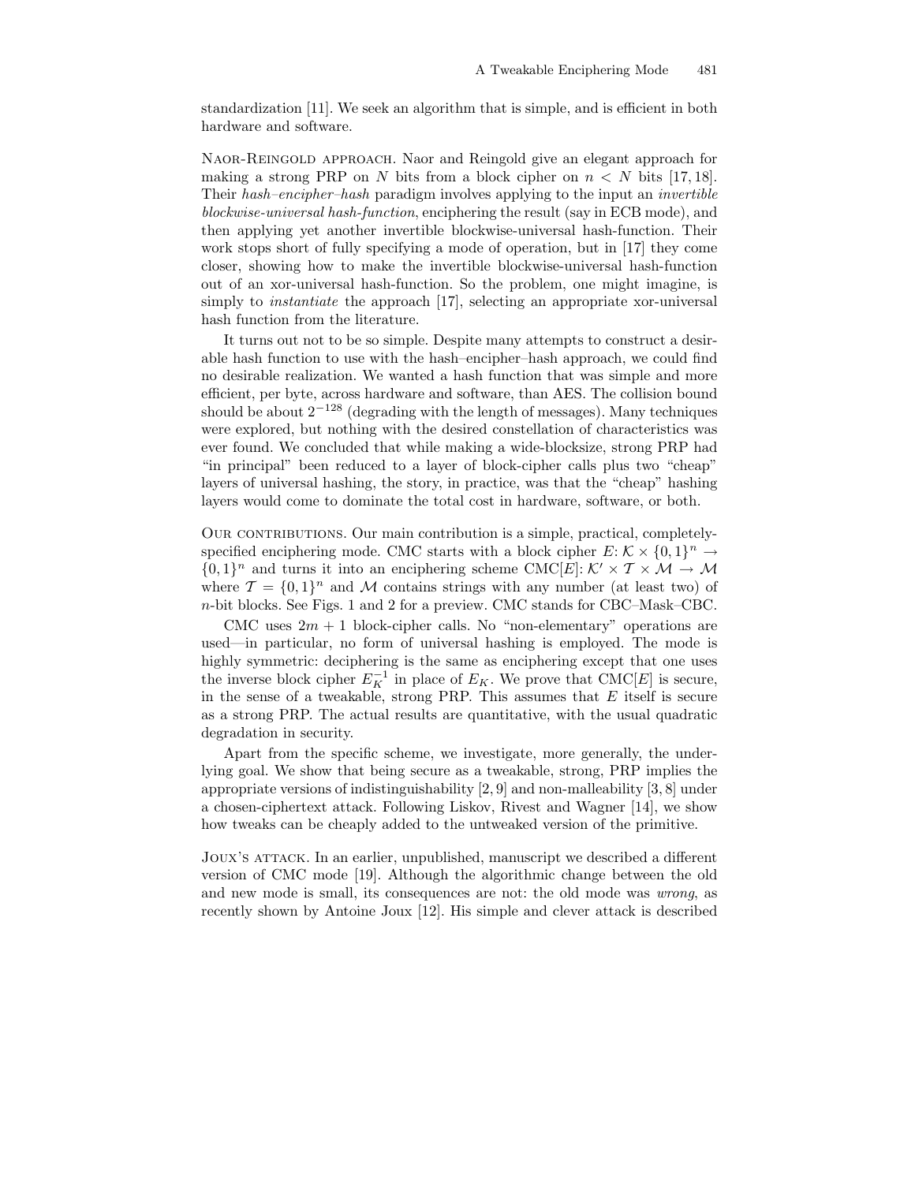standardization [11]. We seek an algorithm that is simple, and is efficient in both hardware and software.

Naor-Reingold approach. Naor and Reingold give an elegant approach for making a strong PRP on $N$ bits from a block cipher on $n < N$ bits [17, 18]. Their *hash–encipher–hash* paradigm involves applying to the input an *invertible blockwise-universal hash-function*, enciphering the result (say in ECB mode), and then applying yet another invertible blockwise-universal hash-function. Their work stops short of fully specifying a mode of operation, but in [17] they come closer, showing how to make the invertible blockwise-universal hash-function out of an xor-universal hash-function. So the problem, one might imagine, is simply to *instantiate* the approach [17], selecting an appropriate xor-universal hash function from the literature.

It turns out not to be so simple. Despite many attempts to construct a desirable hash function to use with the hash–encipher–hash approach, we could find no desirable realization. We wanted a hash function that was simple and more efficient, per byte, across hardware and software, than AES. The collision bound should be about $2^{-128}$ (degrading with the length of messages). Many techniques were explored, but nothing with the desired constellation of characteristics was ever found. We concluded that while making a wide-blocksize, strong PRP had "in principal" been reduced to a layer of block-cipher calls plus two "cheap" layers of universal hashing, the story, in practice, was that the "cheap" hashing layers would come to dominate the total cost in hardware, software, or both.

Our contributions. Our main contribution is a simple, practical, completely-specified enciphering mode. CMC starts with a block cipher $E\colon \mathcal{K} \times \{0,1\}^n \rightarrow \{0,1\}^n$ and turns it into an enciphering scheme $\text{CMC}[E]\colon \mathcal{K}' \times \mathcal{T} \times \mathcal{M} \rightarrow \mathcal{M}$ where $\mathcal{T} = \{0,1\}^n$ and $\mathcal{M}$ contains strings with any number (at least two) of $n$-bit blocks. See Figs. 1 and 2 for a preview. CMC stands for CBC–Mask–CBC.

CMC uses $2m + 1$ block-cipher calls. No "non-elementary" operations are used—in particular, no form of universal hashing is employed. The mode is highly symmetric: deciphering is the same as enciphering except that one uses the inverse block cipher $E_K^{-1}$ in place of $E_K$. We prove that $\text{CMC}[E]$ is secure, in the sense of a tweakable, strong PRP. This assumes that $E$ itself is secure as a strong PRP. The actual results are quantitative, with the usual quadratic degradation in security.

Apart from the specific scheme, we investigate, more generally, the underlying goal. We show that being secure as a tweakable, strong, PRP implies the appropriate versions of indistinguishability [2, 9] and non-malleability [3, 8] under a chosen-ciphertext attack. Following Liskov, Rivest and Wagner [14], we show how tweaks can be cheaply added to the untweaked version of the primitive.

Joux's attack. In an earlier, unpublished, manuscript we described a different version of CMC mode [19]. Although the algorithmic change between the old and new mode is small, its consequences are not: the old mode was *wrong*, as recently shown by Antoine Joux [12]. His simple and clever attack is described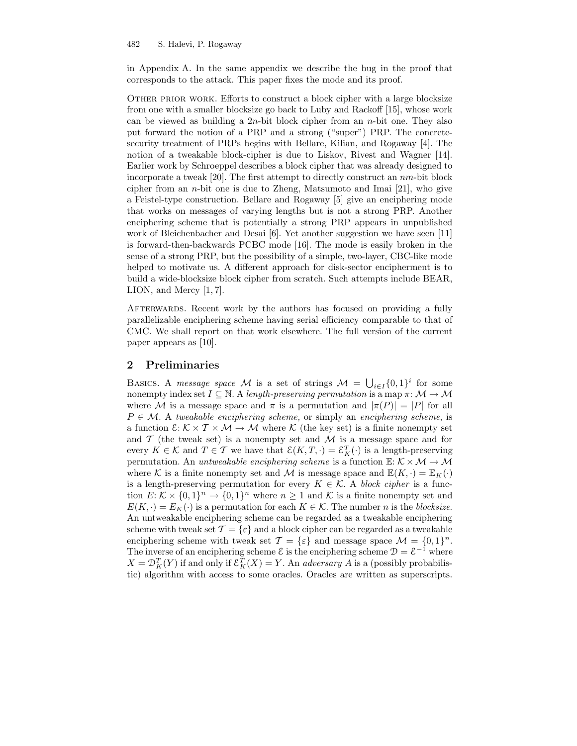in Appendix A. In the same appendix we describe the bug in the proof that corresponds to the attack. This paper fixes the mode and its proof.

Other prior work. Efforts to construct a block cipher with a large blocksize from one with a smaller blocksize go back to Luby and Rackoff [15], whose work can be viewed as building a $2n$-bit block cipher from an $n$-bit one. They also put forward the notion of a PRP and a strong ("super") PRP. The concrete-security treatment of PRPs begins with Bellare, Kilian, and Rogaway [4]. The notion of a tweakable block-cipher is due to Liskov, Rivest and Wagner [14]. Earlier work by Schroeppel describes a block cipher that was already designed to incorporate a tweak [20]. The first attempt to directly construct an $nm$-bit block cipher from an $n$-bit one is due to Zheng, Matsumoto and Imai [21], who give a Feistel-type construction. Bellare and Rogaway [5] give an enciphering mode that works on messages of varying lengths but is not a strong PRP. Another enciphering scheme that is potentially a strong PRP appears in unpublished work of Bleichenbacher and Desai [6]. Yet another suggestion we have seen [11] is forward-then-backwards PCBC mode [16]. The mode is easily broken in the sense of a strong PRP, but the possibility of a simple, two-layer, CBC-like mode helped to motivate us. A different approach for disk-sector encipherment is to build a wide-blocksize block cipher from scratch. Such attempts include BEAR, LION, and Mercy [1, 7].

Afterwards. Recent work by the authors has focused on providing a fully parallelizable enciphering scheme having serial efficiency comparable to that of CMC. We shall report on that work elsewhere. The full version of the current paper appears as [10].

## 2 Preliminaries

Basics. A *message space* $\mathcal{M}$ is a set of strings $\mathcal{M} = \bigcup_{i \in I} \{0,1\}^i$ for some nonempty index set $I \subseteq \mathbb{N}$. A *length-preserving permutation* is a map $\pi\colon \mathcal{M} \to \mathcal{M}$ where $\mathcal{M}$ is a message space and $\pi$ is a permutation and $|\pi(P)| = |P|$ for all $P \in \mathcal{M}$. A *tweakable enciphering scheme,* or simply an *enciphering scheme*, is a function $\mathcal{E}\colon \mathcal{K} \times \mathcal{T} \times \mathcal{M} \to \mathcal{M}$ where $\mathcal{K}$ (the key set) is a finite nonempty set and $\mathcal{T}$ (the tweak set) is a nonempty set and $\mathcal{M}$ is a message space and for every $K \in \mathcal{K}$ and $T \in \mathcal{T}$ we have that $\mathcal{E}(K, T, \cdot) = \mathcal{E}_K^T(\cdot)$ is a length-preserving permutation. An *untweakable enciphering scheme* is a function $\mathbb{E}\colon \mathcal{K} \times \mathcal{M} \to \mathcal{M}$ where $\mathcal{K}$ is a finite nonempty set and $\mathcal{M}$ is message space and $\mathbb{E}(K, \cdot) = \mathbb{E}_K(\cdot)$ is a length-preserving permutation for every $K \in \mathcal{K}$. A *block cipher* is a function $E\colon \mathcal{K} \times \{0,1\}^n \to \{0,1\}^n$ where $n \geq 1$ and $\mathcal{K}$ is a finite nonempty set and $E(K, \cdot) = E_K(\cdot)$ is a permutation for each $K \in \mathcal{K}$. The number $n$ is the *blocksize*. An untweakable enciphering scheme can be regarded as a tweakable enciphering scheme with tweak set $\mathcal{T} = \{\varepsilon\}$ and a block cipher can be regarded as a tweakable enciphering scheme with tweak set $\mathcal{T} = \{\varepsilon\}$ and message space $\mathcal{M} = \{0,1\}^n$. The inverse of an enciphering scheme $\mathcal{E}$ is the enciphering scheme $\mathcal{D} = \mathcal{E}^{-1}$ where $X = \mathcal{D}_K^T(Y)$ if and only if $\mathcal{E}_K^T(X) = Y$. An *adversary* $A$ is a (possibly probabilistic) algorithm with access to some oracles. Oracles are written as superscripts.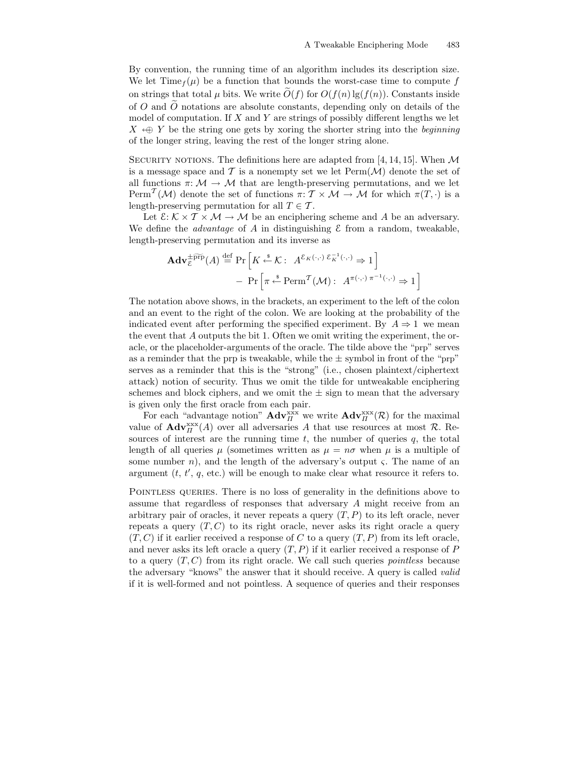By convention, the running time of an algorithm includes its description size. We let $\mathrm{Time}_f(\mu)$ be a function that bounds the worst-case time to compute $f$ on strings that total $\mu$ bits. We write $\widetilde{O}(f)$ for $O(f(n)\lg(f(n)))$. Constants inside of $O$ and $\widetilde{O}$ notations are absolute constants, depending only on details of the model of computation. If $X$ and $Y$ are strings of possibly different lengths we let $X \leftarrow\!\!\!\oplus\, Y$ be the string one gets by xoring the shorter string into the *beginning* of the longer string, leaving the rest of the longer string alone.

Security notions. The definitions here are adapted from [4, 14, 15]. When $\mathcal{M}$ is a message space and $\mathcal{T}$ is a nonempty set we let $\mathrm{Perm}(\mathcal{M})$ denote the set of all functions $\pi\colon \mathcal{M} \to \mathcal{M}$ that are length-preserving permutations, and we let $\mathrm{Perm}^{\mathcal{T}}(\mathcal{M})$ denote the set of functions $\pi\colon \mathcal{T} \times \mathcal{M} \to \mathcal{M}$ for which $\pi(T, \cdot)$ is a length-preserving permutation for all $T \in \mathcal{T}$.

Let $\mathcal{E}\colon \mathcal{K} \times \mathcal{T} \times \mathcal{M} \to \mathcal{M}$ be an enciphering scheme and $A$ be an adversary. We define the *advantage* of $A$ in distinguishing $\mathcal{E}$ from a random, tweakable, length-preserving permutation and its inverse as

$$\mathbf{Adv}_{\mathcal{E}}^{\pm\widetilde{\mathrm{prp}}}(A) \stackrel{\mathrm{def}}{=} \Pr\left[K \stackrel{\$}{\leftarrow} \mathcal{K}:\ A^{\mathcal{E}_K(\cdot,\cdot)\ \mathcal{E}_K^{-1}(\cdot,\cdot)} \Rightarrow 1\right] - \Pr\left[\pi \stackrel{\$}{\leftarrow} \mathrm{Perm}^{\mathcal{T}}(\mathcal{M}):\ A^{\pi(\cdot,\cdot)\ \pi^{-1}(\cdot,\cdot)} \Rightarrow 1\right]$$

The notation above shows, in the brackets, an experiment to the left of the colon and an event to the right of the colon. We are looking at the probability of the indicated event after performing the specified experiment. By $A \Rightarrow 1$ we mean the event that $A$ outputs the bit 1. Often we omit writing the experiment, the oracle, or the placeholder-arguments of the oracle. The tilde above the "prp" serves as a reminder that the prp is tweakable, while the $\pm$ symbol in front of the "prp" serves as a reminder that this is the "strong" (i.e., chosen plaintext/ciphertext attack) notion of security. Thus we omit the tilde for untweakable enciphering schemes and block ciphers, and we omit the $\pm$ sign to mean that the adversary is given only the first oracle from each pair.

For each "advantage notion" $\mathbf{Adv}_{\Pi}^{\mathrm{xxx}}$ we write $\mathbf{Adv}_{\Pi}^{\mathrm{xxx}}(\mathcal{R})$ for the maximal value of $\mathbf{Adv}_{\Pi}^{\mathrm{xxx}}(A)$ over all adversaries $A$ that use resources at most $\mathcal{R}$. Resources of interest are the running time $t$, the number of queries $q$, the total length of all queries $\mu$ (sometimes written as $\mu = n\sigma$ when $\mu$ is a multiple of some number $n$), and the length of the adversary's output $\varsigma$. The name of an argument ($t$, $t'$, $q$, etc.) will be enough to make clear what resource it refers to.

Pointless queries. There is no loss of generality in the definitions above to assume that regardless of responses that adversary $A$ might receive from an arbitrary pair of oracles, it never repeats a query $(T, P)$ to its left oracle, never repeats a query $(T, C)$ to its right oracle, never asks its right oracle a query $(T, C)$ if it earlier received a response of $C$ to a query $(T, P)$ from its left oracle, and never asks its left oracle a query $(T, P)$ if it earlier received a response of $P$ to a query $(T, C)$ from its right oracle. We call such queries *pointless* because the adversary "knows" the answer that it should receive. A query is called *valid* if it is well-formed and not pointless. A sequence of queries and their responses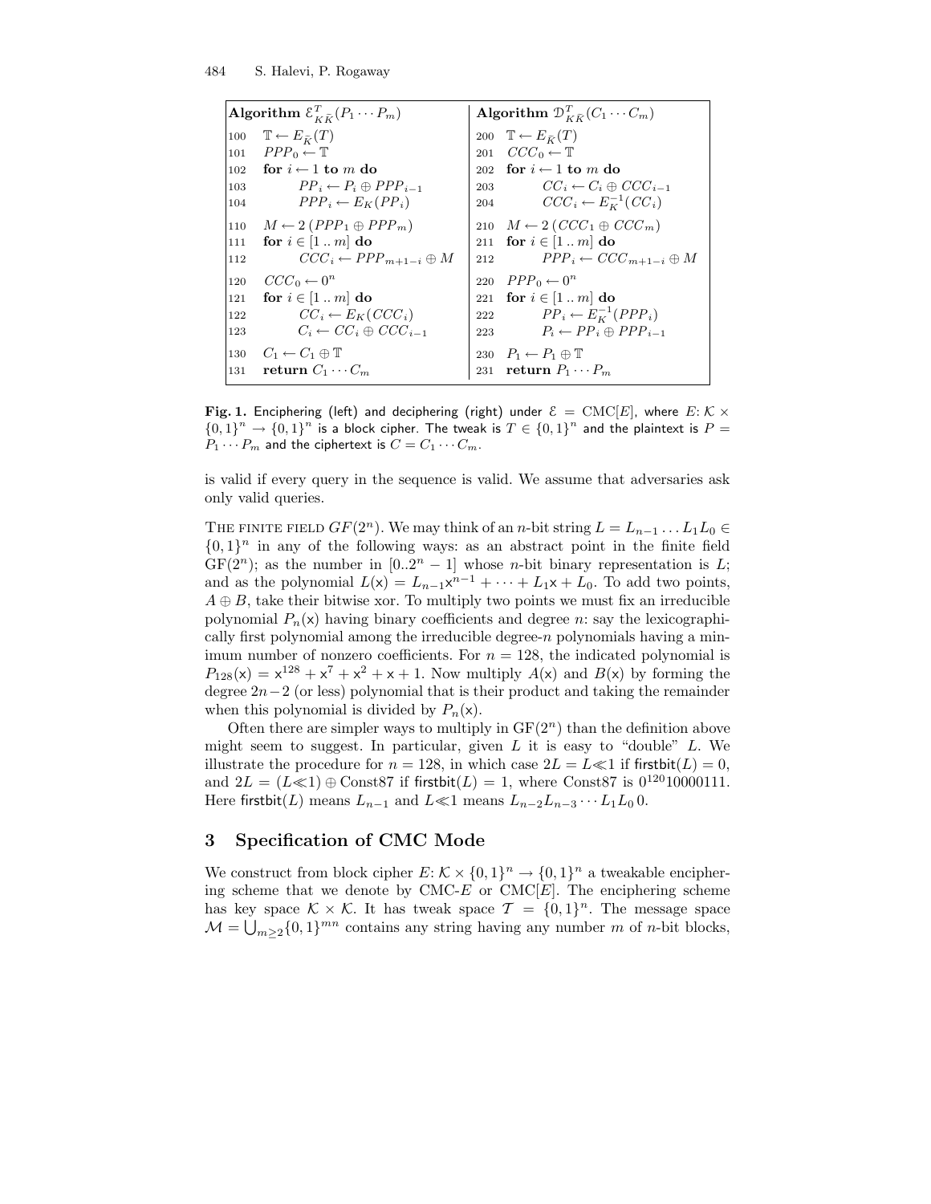```
Algorithm E^T_{K K̃}(P_1 ··· P_m)                 Algorithm D^T_{K K̃}(C_1 ··· C_m)

100  𝕋 ← E_K̃(T)                                  200  𝕋 ← E_K̃(T)
101  PPP_0 ← 𝕋                                   201  CCC_0 ← 𝕋
102  for i ← 1 to m do                           202  for i ← 1 to m do
103      PP_i ← P_i ⊕ PPP_{i−1}                  203      CC_i ← C_i ⊕ CCC_{i−1}
104      PPP_i ← E_K(PP_i)                       204      CCC_i ← E_K^{−1}(CC_i)

110  M ← 2 (PPP_1 ⊕ PPP_m)                       210  M ← 2 (CCC_1 ⊕ CCC_m)
111  for i ∈ [1 .. m] do                         211  for i ∈ [1 .. m] do
112      CCC_i ← PPP_{m+1−i} ⊕ M                 212      PPP_i ← CCC_{m+1−i} ⊕ M

120  CCC_0 ← 0^n                                 220  PPP_0 ← 0^n
121  for i ∈ [1 .. m] do                         221  for i ∈ [1 .. m] do
122      CC_i ← E_K(CCC_i)                       222      PP_i ← E_K^{−1}(PPP_i)
123      C_i ← CC_i ⊕ CCC_{i−1}                  223      P_i ← PP_i ⊕ PPP_{i−1}

130  C_1 ← C_1 ⊕ 𝕋                               230  P_1 ← P_1 ⊕ 𝕋
131  return C_1 ··· C_m                          231  return P_1 ··· P_m
```

**Fig. 1.** Enciphering (left) and deciphering (right) under $\mathcal{E} = \mathrm{CMC}[E]$, where $E: \mathcal{K} \times \{0,1\}^n \to \{0,1\}^n$ is a block cipher. The tweak is $T \in \{0,1\}^n$ and the plaintext is $P = P_1 \cdots P_m$ and the ciphertext is $C = C_1 \cdots C_m$.

is valid if every query in the sequence is valid. We assume that adversaries ask only valid queries.

THE FINITE FIELD $GF(2^n)$. We may think of an $n$-bit string $L = L_{n-1} \ldots L_1 L_0 \in \{0,1\}^n$ in any of the following ways: as an abstract point in the finite field $\mathrm{GF}(2^n)$; as the number in $[0..2^n - 1]$ whose $n$-bit binary representation is $L$; and as the polynomial $L(\mathsf{x}) = L_{n-1}\mathsf{x}^{n-1} + \cdots + L_1\mathsf{x} + L_0$. To add two points, $A \oplus B$, take their bitwise xor. To multiply two points we must fix an irreducible polynomial $P_n(\mathsf{x})$ having binary coefficients and degree $n$: say the lexicographically first polynomial among the irreducible degree-$n$ polynomials having a minimum number of nonzero coefficients. For $n = 128$, the indicated polynomial is $P_{128}(\mathsf{x}) = \mathsf{x}^{128} + \mathsf{x}^7 + \mathsf{x}^2 + \mathsf{x} + 1$. Now multiply $A(\mathsf{x})$ and $B(\mathsf{x})$ by forming the degree $2n-2$ (or less) polynomial that is their product and taking the remainder when this polynomial is divided by $P_n(\mathsf{x})$.

Often there are simpler ways to multiply in $\mathrm{GF}(2^n)$ than the definition above might seem to suggest. In particular, given $L$ it is easy to "double" $L$. We illustrate the procedure for $n = 128$, in which case $2L = L \ll 1$ if $\mathsf{firstbit}(L) = 0$, and $2L = (L \ll 1) \oplus \mathrm{Const87}$ if $\mathsf{firstbit}(L) = 1$, where Const87 is $0^{120}10000111$. Here $\mathsf{firstbit}(L)$ means $L_{n-1}$ and $L \ll 1$ means $L_{n-2}L_{n-3} \cdots L_1 L_0 \, 0$.

## 3 Specification of CMC Mode

We construct from block cipher $E: \mathcal{K} \times \{0,1\}^n \to \{0,1\}^n$ a tweakable enciphering scheme that we denote by CMC-$E$ or $\mathrm{CMC}[E]$. The enciphering scheme has key space $\mathcal{K} \times \mathcal{K}$. It has tweak space $\mathcal{T} = \{0,1\}^n$. The message space $\mathcal{M} = \bigcup_{m \ge 2} \{0,1\}^{mn}$ contains any string having any number $m$ of $n$-bit blocks,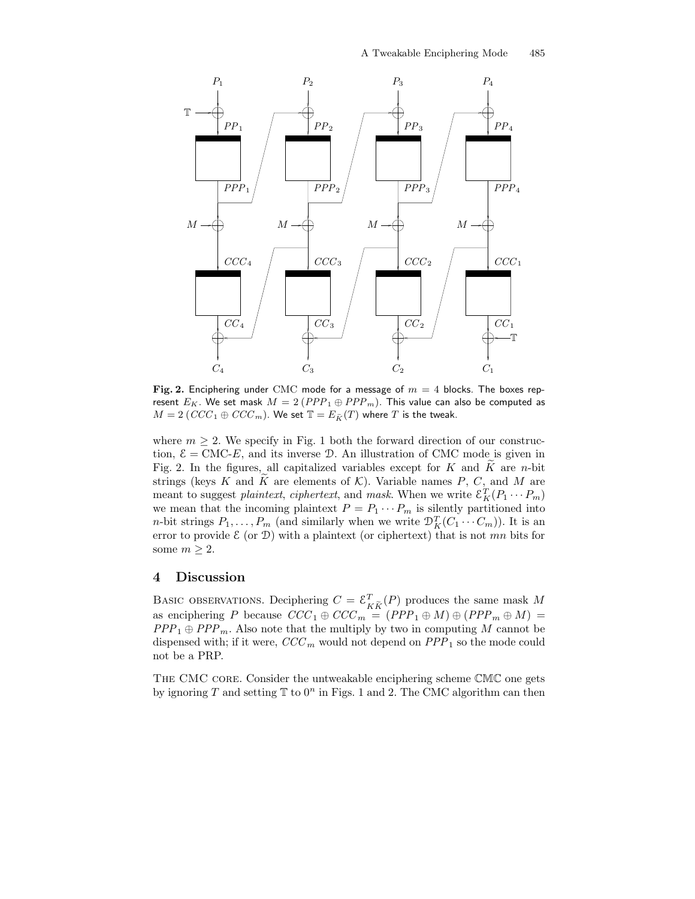**Fig. 2.** Enciphering under CMC mode for a message of $m = 4$ blocks. The boxes represent $E_K$. We set mask $M = 2\,(PPP_1 \oplus PPP_m)$. This value can also be computed as $M = 2\,(CCC_1 \oplus CCC_m)$. We set $\mathbb{T} = E_{\widetilde{K}}(T)$ where $T$ is the tweak.

where $m \geq 2$. We specify in Fig. 1 both the forward direction of our construction, $\mathcal{E} = \text{CMC-}E$, and its inverse $\mathcal{D}$. An illustration of CMC mode is given in Fig. 2. In the figures, all capitalized variables except for $K$ and $\widetilde{K}$ are $n$-bit strings (keys $K$ and $\widetilde{K}$ are elements of $\mathcal{K}$). Variable names $P$, $C$, and $M$ are meant to suggest *plaintext*, *ciphertext*, and *mask*. When we write $\mathcal{E}_K^T(P_1 \cdots P_m)$ we mean that the incoming plaintext $P = P_1 \cdots P_m$ is silently partitioned into $n$-bit strings $P_1, \ldots, P_m$ (and similarly when we write $\mathcal{D}_K^T(C_1 \cdots C_m)$). It is an error to provide $\mathcal{E}$ (or $\mathcal{D}$) with a plaintext (or ciphertext) that is not $mn$ bits for some $m \geq 2$.

## 4 Discussion

Basic observations. Deciphering $C = \mathcal{E}_{K\widetilde{K}}^T(P)$ produces the same mask $M$ as enciphering $P$ because $CCC_1 \oplus CCC_m = (PPP_1 \oplus M) \oplus (PPP_m \oplus M) = PPP_1 \oplus PPP_m$. Also note that the multiply by two in computing $M$ cannot be dispensed with; if it were, $CCC_m$ would not depend on $PPP_1$ so the mode could not be a PRP.

The CMC core. Consider the untweakable enciphering scheme $\mathbb{CMC}$ one gets by ignoring $T$ and setting $\mathbb{T}$ to $0^n$ in Figs. 1 and 2. The CMC algorithm can then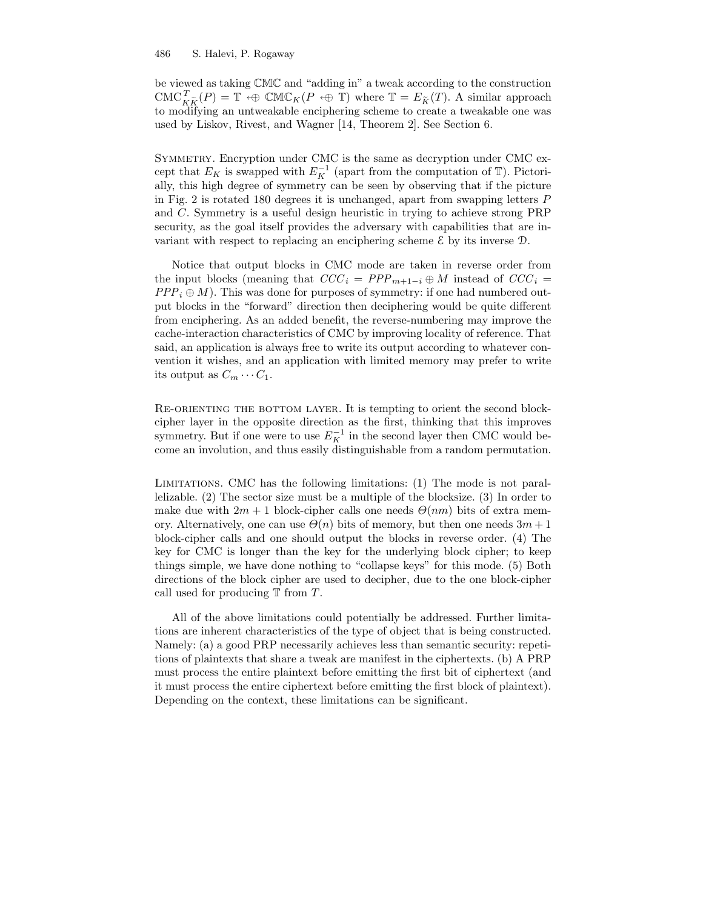be viewed as taking $\mathbb{CMC}$ and "adding in" a tweak according to the construction $\mathrm{CMC}^{T}_{K\widetilde{K}}(P) = \mathbb{T} \leftrightarrow\!\!\!\oplus\ \mathbb{CMC}_K(P \leftrightarrow\!\!\!\oplus\ \mathbb{T})$ where $\mathbb{T} = E_{\widetilde{K}}(T)$. A similar approach to modifying an untweakable enciphering scheme to create a tweakable one was used by Liskov, Rivest, and Wagner [14, Theorem 2]. See Section 6.

Symmetry. Encryption under CMC is the same as decryption under CMC except that $E_K$ is swapped with $E_K^{-1}$ (apart from the computation of $\mathbb{T}$). Pictorially, this high degree of symmetry can be seen by observing that if the picture in Fig. 2 is rotated 180 degrees it is unchanged, apart from swapping letters $P$ and $C$. Symmetry is a useful design heuristic in trying to achieve strong PRP security, as the goal itself provides the adversary with capabilities that are invariant with respect to replacing an enciphering scheme $\mathcal{E}$ by its inverse $\mathcal{D}$.

Notice that output blocks in CMC mode are taken in reverse order from the input blocks (meaning that $CCC_i = PPP_{m+1-i} \oplus M$ instead of $CCC_i = PPP_i \oplus M$). This was done for purposes of symmetry: if one had numbered output blocks in the "forward" direction then deciphering would be quite different from enciphering. As an added benefit, the reverse-numbering may improve the cache-interaction characteristics of CMC by improving locality of reference. That said, an application is always free to write its output according to whatever convention it wishes, and an application with limited memory may prefer to write its output as $C_m \cdots C_1$.

Re-orienting the bottom layer. It is tempting to orient the second block-cipher layer in the opposite direction as the first, thinking that this improves symmetry. But if one were to use $E_K^{-1}$ in the second layer then CMC would become an involution, and thus easily distinguishable from a random permutation.

Limitations. CMC has the following limitations: (1) The mode is not parallelizable. (2) The sector size must be a multiple of the blocksize. (3) In order to make due with $2m+1$ block-cipher calls one needs $\Theta(nm)$ bits of extra memory. Alternatively, one can use $\Theta(n)$ bits of memory, but then one needs $3m+1$ block-cipher calls and one should output the blocks in reverse order. (4) The key for CMC is longer than the key for the underlying block cipher; to keep things simple, we have done nothing to "collapse keys" for this mode. (5) Both directions of the block cipher are used to decipher, due to the one block-cipher call used for producing $\mathbb{T}$ from $T$.

All of the above limitations could potentially be addressed. Further limitations are inherent characteristics of the type of object that is being constructed. Namely: (a) a good PRP necessarily achieves less than semantic security: repetitions of plaintexts that share a tweak are manifest in the ciphertexts. (b) A PRP must process the entire plaintext before emitting the first bit of ciphertext (and it must process the entire ciphertext before emitting the first block of plaintext). Depending on the context, these limitations can be significant.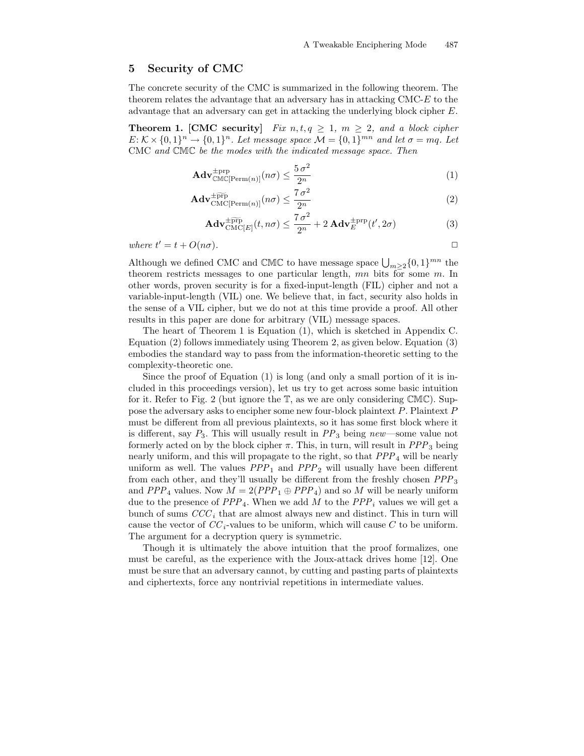## 5 Security of CMC

The concrete security of the CMC is summarized in the following theorem. The theorem relates the advantage that an adversary has in attacking CMC-$E$ to the advantage that an adversary can get in attacking the underlying block cipher $E$.

**Theorem 1. [CMC security]** *Fix $n, t, q \geq 1$, $m \geq 2$, and a block cipher $E: \mathcal{K} \times \{0,1\}^n \to \{0,1\}^n$. Let message space $\mathcal{M} = \{0,1\}^{mn}$ and let $\sigma = mq$. Let* CMC *and* $\mathbb{CMC}$ *be the modes with the indicated message space. Then*

$$\mathbf{Adv}^{\pm\mathrm{prp}}_{\mathbb{CMC}[\mathrm{Perm}(n)]}(n\sigma) \leq \frac{5\,\sigma^2}{2^n} \tag{1}$$

$$\mathbf{Adv}^{\pm\widetilde{\mathrm{prp}}}_{\mathrm{CMC}[\mathrm{Perm}(n)]}(n\sigma) \leq \frac{7\,\sigma^2}{2^n} \tag{2}$$

$$\mathbf{Adv}^{\pm\widetilde{\mathrm{prp}}}_{\mathrm{CMC}[E]}(t, n\sigma) \leq \frac{7\,\sigma^2}{2^n} + 2\,\mathbf{Adv}^{\pm\mathrm{prp}}_{E}(t', 2\sigma) \tag{3}$$

*where $t' = t + O(n\sigma)$.* □

Although we defined CMC and $\mathbb{CMC}$ to have message space $\bigcup_{m\geq 2}\{0,1\}^{mn}$ the theorem restricts messages to one particular length, $mn$ bits for some $m$. In other words, proven security is for a fixed-input-length (FIL) cipher and not a variable-input-length (VIL) one. We believe that, in fact, security also holds in the sense of a VIL cipher, but we do not at this time provide a proof. All other results in this paper are done for arbitrary (VIL) message spaces.

The heart of Theorem 1 is Equation (1), which is sketched in Appendix C. Equation (2) follows immediately using Theorem 2, as given below. Equation (3) embodies the standard way to pass from the information-theoretic setting to the complexity-theoretic one.

Since the proof of Equation (1) is long (and only a small portion of it is included in this proceedings version), let us try to get across some basic intuition for it. Refer to Fig. 2 (but ignore the $\mathbb{T}$, as we are only considering $\mathbb{CMC}$). Suppose the adversary asks to encipher some new four-block plaintext $P$. Plaintext $P$ must be different from all previous plaintexts, so it has some first block where it is different, say $P_3$. This will usually result in $PP_3$ being *new*—some value not formerly acted on by the block cipher $\pi$. This, in turn, will result in $PPP_3$ being nearly uniform, and this will propagate to the right, so that $PPP_4$ will be nearly uniform as well. The values $PPP_1$ and $PPP_2$ will usually have been different from each other, and they'll usually be different from the freshly chosen $PPP_3$ and $PPP_4$ values. Now $M = 2(PPP_1 \oplus PPP_4)$ and so $M$ will be nearly uniform due to the presence of $PPP_4$. When we add $M$ to the $PPP_i$ values we will get a bunch of sums $CCC_i$ that are almost always new and distinct. This in turn will cause the vector of $CC_i$-values to be uniform, which will cause $C$ to be uniform. The argument for a decryption query is symmetric.

Though it is ultimately the above intuition that the proof formalizes, one must be careful, as the experience with the Joux-attack drives home [12]. One must be sure that an adversary cannot, by cutting and pasting parts of plaintexts and ciphertexts, force any nontrivial repetitions in intermediate values.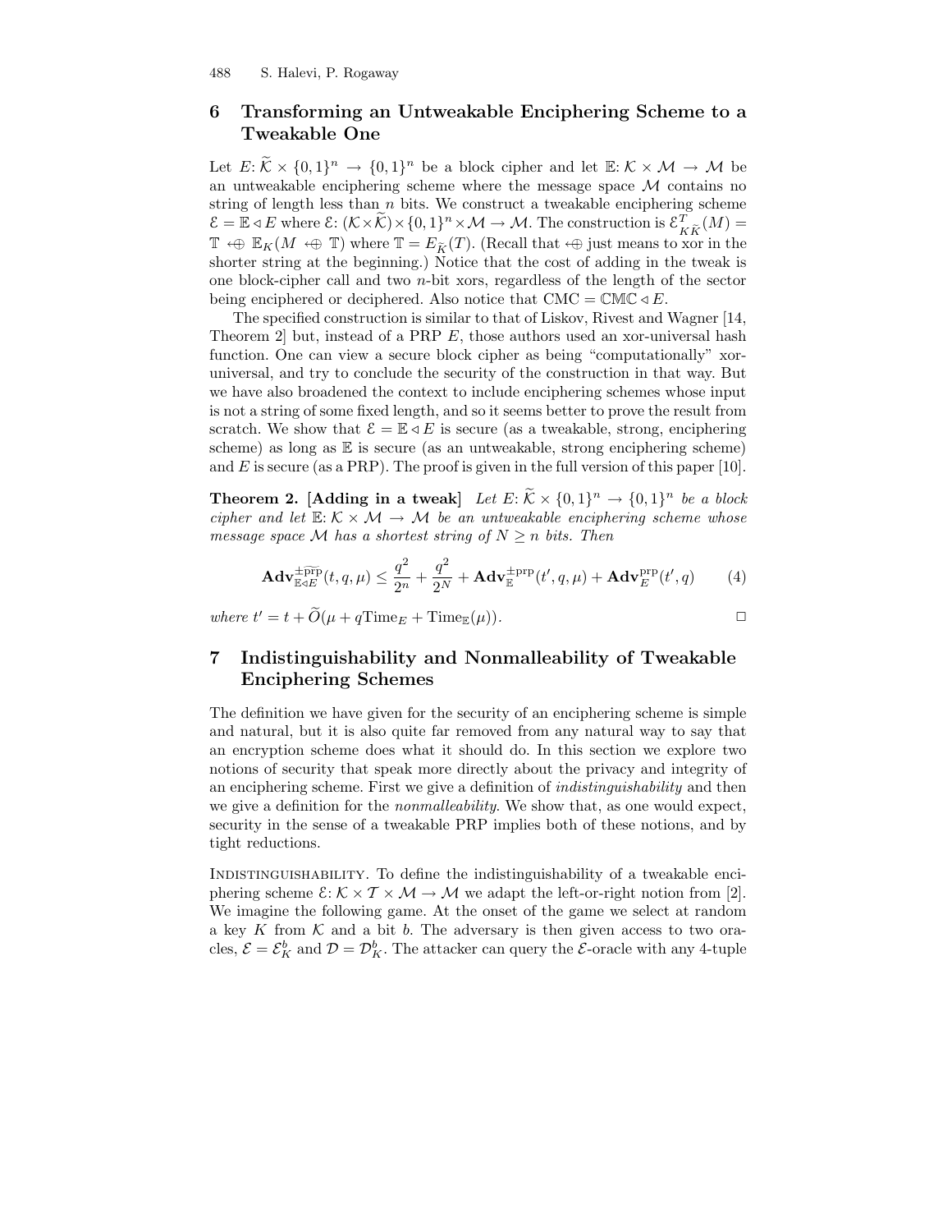## 6 Transforming an Untweakable Enciphering Scheme to a Tweakable One

Let $E\colon \widetilde{\mathcal{K}} \times \{0,1\}^n \to \{0,1\}^n$ be a block cipher and let $\mathbb{E}\colon \mathcal{K} \times \mathcal{M} \to \mathcal{M}$ be an untweakable enciphering scheme where the message space $\mathcal{M}$ contains no string of length less than $n$ bits. We construct a tweakable enciphering scheme $\mathcal{E} = \mathbb{E} \lhd E$ where $\mathcal{E}\colon (\mathcal{K} \times \widetilde{\mathcal{K}}) \times \{0,1\}^n \times \mathcal{M} \to \mathcal{M}$. The construction is $\mathcal{E}^T_{K\widetilde{K}}(M) = \mathbb{T} \hookleftarrow\!\!\oplus\ \mathbb{E}_K(M \hookleftarrow\!\!\oplus\ \mathbb{T})$ where $\mathbb{T} = E_{\widetilde{K}}(T)$. (Recall that $\hookleftarrow\!\!\oplus$ just means to xor in the shorter string at the beginning.) Notice that the cost of adding in the tweak is one block-cipher call and two $n$-bit xors, regardless of the length of the sector being enciphered or deciphered. Also notice that $\mathrm{CMC} = \mathbb{CMC} \lhd E$.

The specified construction is similar to that of Liskov, Rivest and Wagner [14, Theorem 2] but, instead of a PRP $E$, those authors used an xor-universal hash function. One can view a secure block cipher as being "computationally" xor-universal, and try to conclude the security of the construction in that way. But we have also broadened the context to include enciphering schemes whose input is not a string of some fixed length, and so it seems better to prove the result from scratch. We show that $\mathcal{E} = \mathbb{E} \lhd E$ is secure (as a tweakable, strong, enciphering scheme) as long as $\mathbb{E}$ is secure (as an untweakable, strong enciphering scheme) and $E$ is secure (as a PRP). The proof is given in the full version of this paper [10].

**Theorem 2. [Adding in a tweak]** *Let $E\colon \widetilde{\mathcal{K}} \times \{0,1\}^n \to \{0,1\}^n$ be a block cipher and let $\mathbb{E}\colon \mathcal{K} \times \mathcal{M} \to \mathcal{M}$ be an untweakable enciphering scheme whose message space $\mathcal{M}$ has a shortest string of $N \geq n$ bits. Then*

$$\mathbf{Adv}^{\pm\widetilde{\mathrm{prp}}}_{\mathbb{E}\lhd E}(t, q, \mu) \leq \frac{q^2}{2^n} + \frac{q^2}{2^N} + \mathbf{Adv}^{\pm\mathrm{prp}}_{\mathbb{E}}(t', q, \mu) + \mathbf{Adv}^{\mathrm{prp}}_{E}(t', q) \qquad (4)$$

*where $t' = t + \widetilde{O}(\mu + q\mathrm{Time}_E + \mathrm{Time}_{\mathbb{E}}(\mu))$.* □

## 7 Indistinguishability and Nonmalleability of Tweakable Enciphering Schemes

The definition we have given for the security of an enciphering scheme is simple and natural, but it is also quite far removed from any natural way to say that an encryption scheme does what it should do. In this section we explore two notions of security that speak more directly about the privacy and integrity of an enciphering scheme. First we give a definition of *indistinguishability* and then we give a definition for the *nonmalleability*. We show that, as one would expect, security in the sense of a tweakable PRP implies both of these notions, and by tight reductions.

INDISTINGUISHABILITY. To define the indistinguishability of a tweakable enciphering scheme $\mathcal{E}\colon \mathcal{K} \times \mathcal{T} \times \mathcal{M} \to \mathcal{M}$ we adapt the left-or-right notion from [2]. We imagine the following game. At the onset of the game we select at random a key $K$ from $\mathcal{K}$ and a bit $b$. The adversary is then given access to two oracles, $\mathcal{E} = \mathcal{E}^b_K$ and $\mathcal{D} = \mathcal{D}^b_K$. The attacker can query the $\mathcal{E}$-oracle with any 4-tuple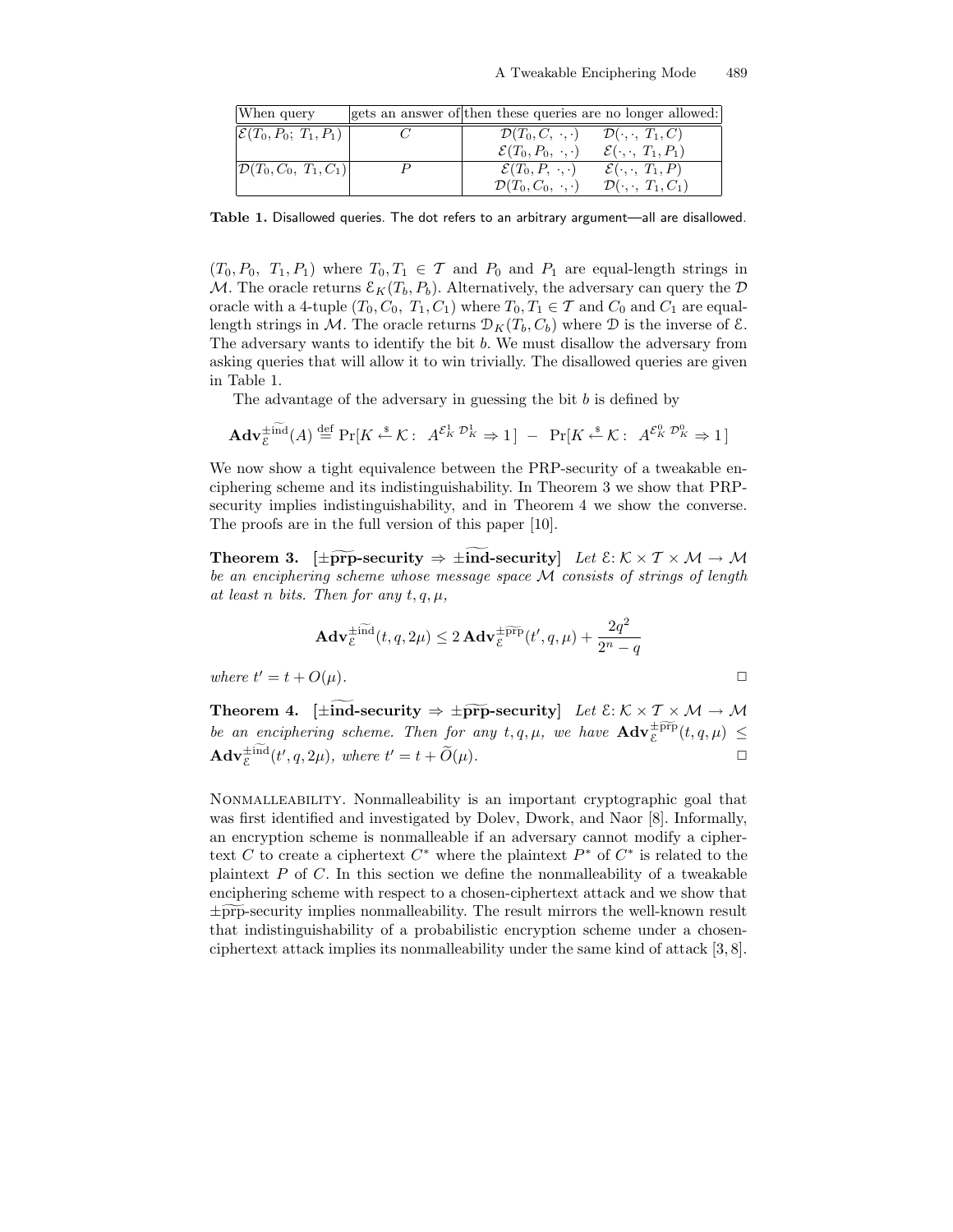| When query | gets an answer of | then these queries are no longer allowed: | |
|---|---|---|---|
| $\mathcal{E}(T_0, P_0;\ T_1, P_1)$ | $C$ | $\mathcal{D}(T_0, C,\ \cdot, \cdot)$ | $\mathcal{D}(\cdot, \cdot,\ T_1, C)$ |
| | | $\mathcal{E}(T_0, P_0,\ \cdot, \cdot)$ | $\mathcal{E}(\cdot, \cdot,\ T_1, P_1)$ |
| $\mathcal{D}(T_0, C_0,\ T_1, C_1)$ | $P$ | $\mathcal{E}(T_0, P,\ \cdot, \cdot)$ | $\mathcal{E}(\cdot, \cdot,\ T_1, P)$ |
| | | $\mathcal{D}(T_0, C_0,\ \cdot, \cdot)$ | $\mathcal{D}(\cdot, \cdot,\ T_1, C_1)$ |

**Table 1.** Disallowed queries. The dot refers to an arbitrary argument—all are disallowed.

$(T_0, P_0,\ T_1, P_1)$ where $T_0, T_1 \in \mathcal{T}$ and $P_0$ and $P_1$ are equal-length strings in $\mathcal{M}$. The oracle returns $\mathcal{E}_K(T_b, P_b)$. Alternatively, the adversary can query the $\mathcal{D}$ oracle with a 4-tuple $(T_0, C_0,\ T_1, C_1)$ where $T_0, T_1 \in \mathcal{T}$ and $C_0$ and $C_1$ are equal-length strings in $\mathcal{M}$. The oracle returns $\mathcal{D}_K(T_b, C_b)$ where $\mathcal{D}$ is the inverse of $\mathcal{E}$. The adversary wants to identify the bit $b$. We must disallow the adversary from asking queries that will allow it to win trivially. The disallowed queries are given in Table 1.

The advantage of the adversary in guessing the bit $b$ is defined by

$$\mathbf{Adv}_{\mathcal{E}}^{\pm\widetilde{\mathrm{ind}}}(A) \stackrel{\mathrm{def}}{=} \Pr[K \xleftarrow{\$} \mathcal{K}:\ A^{\mathcal{E}_K^1\ \mathcal{D}_K^1} \Rightarrow 1\,] \ -\ \Pr[K \xleftarrow{\$} \mathcal{K}:\ A^{\mathcal{E}_K^0\ \mathcal{D}_K^0} \Rightarrow 1\,]$$

We now show a tight equivalence between the PRP-security of a tweakable enciphering scheme and its indistinguishability. In Theorem 3 we show that PRP-security implies indistinguishability, and in Theorem 4 we show the converse. The proofs are in the full version of this paper [10].

**Theorem 3.** [$\pm\widetilde{\mathbf{prp}}$**-security** $\Rightarrow$ $\pm\widetilde{\mathbf{ind}}$**-security**] *Let* $\mathcal{E}\colon \mathcal{K} \times \mathcal{T} \times \mathcal{M} \to \mathcal{M}$ *be an enciphering scheme whose message space* $\mathcal{M}$ *consists of strings of length at least* $n$ *bits. Then for any* $t, q, \mu$,

$$\mathbf{Adv}_{\mathcal{E}}^{\pm\widetilde{\mathrm{ind}}}(t, q, 2\mu) \leq 2\,\mathbf{Adv}_{\mathcal{E}}^{\pm\widetilde{\mathrm{prp}}}(t', q, \mu) + \frac{2q^2}{2^n - q}$$

*where* $t' = t + O(\mu)$. □

**Theorem 4.** [$\pm\widetilde{\mathbf{ind}}$**-security** $\Rightarrow$ $\pm\widetilde{\mathbf{prp}}$**-security**] *Let* $\mathcal{E}\colon \mathcal{K} \times \mathcal{T} \times \mathcal{M} \to \mathcal{M}$ *be an enciphering scheme. Then for any* $t, q, \mu$, *we have* $\mathbf{Adv}_{\mathcal{E}}^{\pm\widetilde{\mathrm{prp}}}(t, q, \mu) \leq \mathbf{Adv}_{\mathcal{E}}^{\pm\widetilde{\mathrm{ind}}}(t', q, 2\mu)$, *where* $t' = t + \widetilde{O}(\mu)$. □

Nonmalleability. Nonmalleability is an important cryptographic goal that was first identified and investigated by Dolev, Dwork, and Naor [8]. Informally, an encryption scheme is nonmalleable if an adversary cannot modify a ciphertext $C$ to create a ciphertext $C^*$ where the plaintext $P^*$ of $C^*$ is related to the plaintext $P$ of $C$. In this section we define the nonmalleability of a tweakable enciphering scheme with respect to a chosen-ciphertext attack and we show that $\pm\widetilde{\mathrm{prp}}$-security implies nonmalleability. The result mirrors the well-known result that indistinguishability of a probabilistic encryption scheme under a chosen-ciphertext attack implies its nonmalleability under the same kind of attack [3, 8].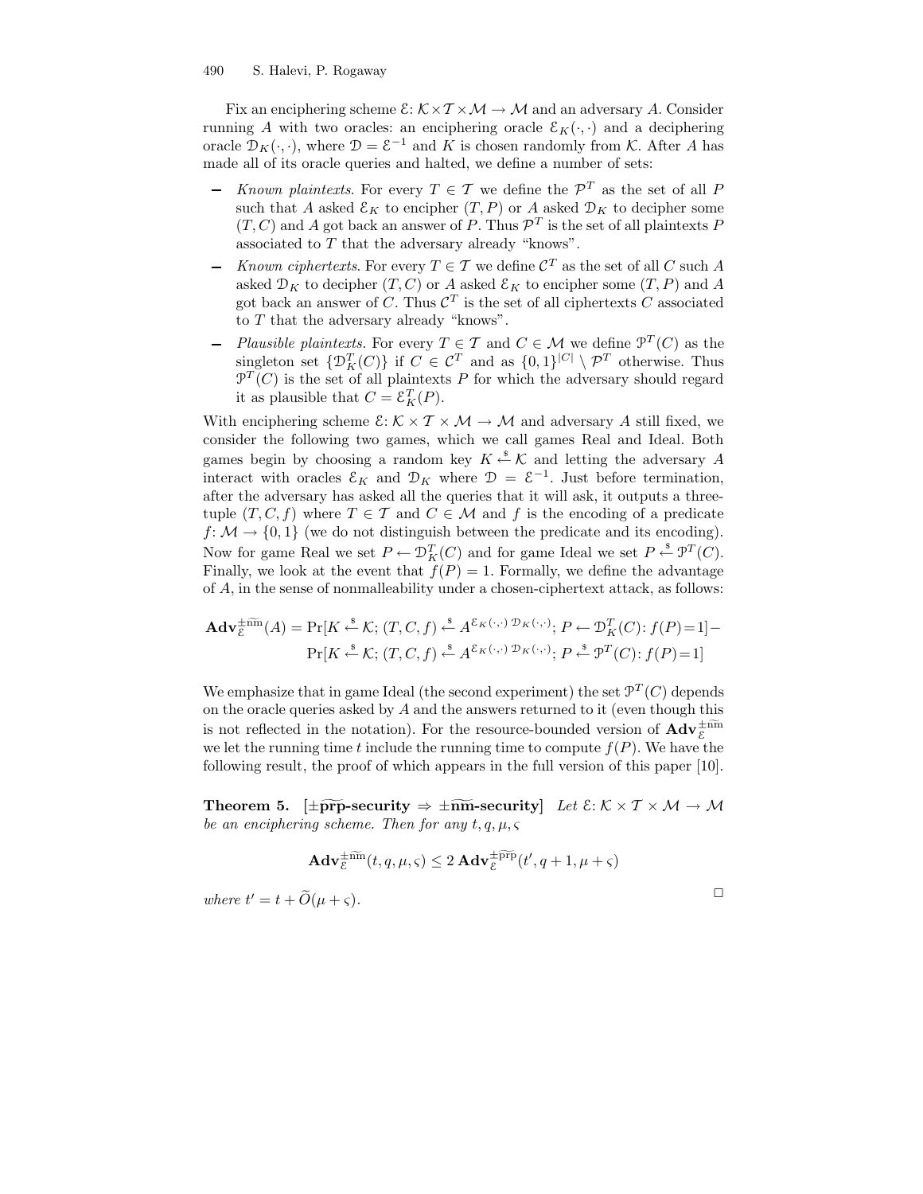Fix an enciphering scheme $\mathcal{E}\colon \mathcal{K}\times\mathcal{T}\times\mathcal{M}\to\mathcal{M}$ and an adversary $A$. Consider running $A$ with two oracles: an enciphering oracle $\mathcal{E}_K(\cdot,\cdot)$ and a deciphering oracle $\mathcal{D}_K(\cdot,\cdot)$, where $\mathcal{D}=\mathcal{E}^{-1}$ and $K$ is chosen randomly from $\mathcal{K}$. After $A$ has made all of its oracle queries and halted, we define a number of sets:

- *Known plaintexts*. For every $T\in\mathcal{T}$ we define the $\mathcal{P}^T$ as the set of all $P$ such that $A$ asked $\mathcal{E}_K$ to encipher $(T,P)$ or $A$ asked $\mathcal{D}_K$ to decipher some $(T,C)$ and $A$ got back an answer of $P$. Thus $\mathcal{P}^T$ is the set of all plaintexts $P$ associated to $T$ that the adversary already "knows".
- *Known ciphertexts*. For every $T\in\mathcal{T}$ we define $\mathcal{C}^T$ as the set of all $C$ such $A$ asked $\mathcal{D}_K$ to decipher $(T,C)$ or $A$ asked $\mathcal{E}_K$ to encipher some $(T,P)$ and $A$ got back an answer of $C$. Thus $\mathcal{C}^T$ is the set of all ciphertexts $C$ associated to $T$ that the adversary already "knows".
- *Plausible plaintexts*. For every $T\in\mathcal{T}$ and $C\in\mathcal{M}$ we define $\mathcal{P}^T(C)$ as the singleton set $\{\mathcal{D}_K^T(C)\}$ if $C\in\mathcal{C}^T$ and as $\{0,1\}^{|C|}\setminus\mathcal{P}^T$ otherwise. Thus $\mathcal{P}^T(C)$ is the set of all plaintexts $P$ for which the adversary should regard it as plausible that $C=\mathcal{E}_K^T(P)$.

With enciphering scheme $\mathcal{E}\colon \mathcal{K}\times\mathcal{T}\times\mathcal{M}\to\mathcal{M}$ and adversary $A$ still fixed, we consider the following two games, which we call games Real and Ideal. Both games begin by choosing a random key $K\xleftarrow{\$}\mathcal{K}$ and letting the adversary $A$ interact with oracles $\mathcal{E}_K$ and $\mathcal{D}_K$ where $\mathcal{D}=\mathcal{E}^{-1}$. Just before termination, after the adversary has asked all the queries that it will ask, it outputs a three-tuple $(T,C,f)$ where $T\in\mathcal{T}$ and $C\in\mathcal{M}$ and $f$ is the encoding of a predicate $f\colon\mathcal{M}\to\{0,1\}$ (we do not distinguish between the predicate and its encoding). Now for game Real we set $P\leftarrow\mathcal{D}_K^T(C)$ and for game Ideal we set $P\xleftarrow{\$}\mathcal{P}^T(C)$. Finally, we look at the event that $f(P)=1$. Formally, we define the advantage of $A$, in the sense of nonmalleability under a chosen-ciphertext attack, as follows:

$$\mathbf{Adv}_{\mathcal{E}}^{\pm\widetilde{\mathrm{nm}}}(A)=\Pr[K\xleftarrow{\$}\mathcal{K};\,(T,C,f)\xleftarrow{\$}A^{\mathcal{E}_K(\cdot,\cdot)\;\mathcal{D}_K(\cdot,\cdot)};\,P\leftarrow\mathcal{D}_K^T(C)\colon f(P)=1]-$$
$$\Pr[K\xleftarrow{\$}\mathcal{K};\,(T,C,f)\xleftarrow{\$}A^{\mathcal{E}_K(\cdot,\cdot)\;\mathcal{D}_K(\cdot,\cdot)};\,P\xleftarrow{\$}\mathcal{P}^T(C)\colon f(P)=1]$$

We emphasize that in game Ideal (the second experiment) the set $\mathcal{P}^T(C)$ depends on the oracle queries asked by $A$ and the answers returned to it (even though this is not reflected in the notation). For the resource-bounded version of $\mathbf{Adv}_{\mathcal{E}}^{\pm\widetilde{\mathrm{nm}}}$ we let the running time $t$ include the running time to compute $f(P)$. We have the following result, the proof of which appears in the full version of this paper [10].

**Theorem 5.** [$\pm\widetilde{\mathbf{prp}}$**-security** $\Rightarrow$ $\pm\widetilde{\mathbf{nm}}$**-security**] *Let $\mathcal{E}\colon\mathcal{K}\times\mathcal{T}\times\mathcal{M}\to\mathcal{M}$ be an enciphering scheme. Then for any $t,q,\mu,\varsigma$*

$$\mathbf{Adv}_{\mathcal{E}}^{\pm\widetilde{\mathrm{nm}}}(t,q,\mu,\varsigma)\le 2\,\mathbf{Adv}_{\mathcal{E}}^{\pm\widetilde{\mathrm{prp}}}(t',q+1,\mu+\varsigma)$$

*where $t'=t+\widetilde{O}(\mu+\varsigma)$.* □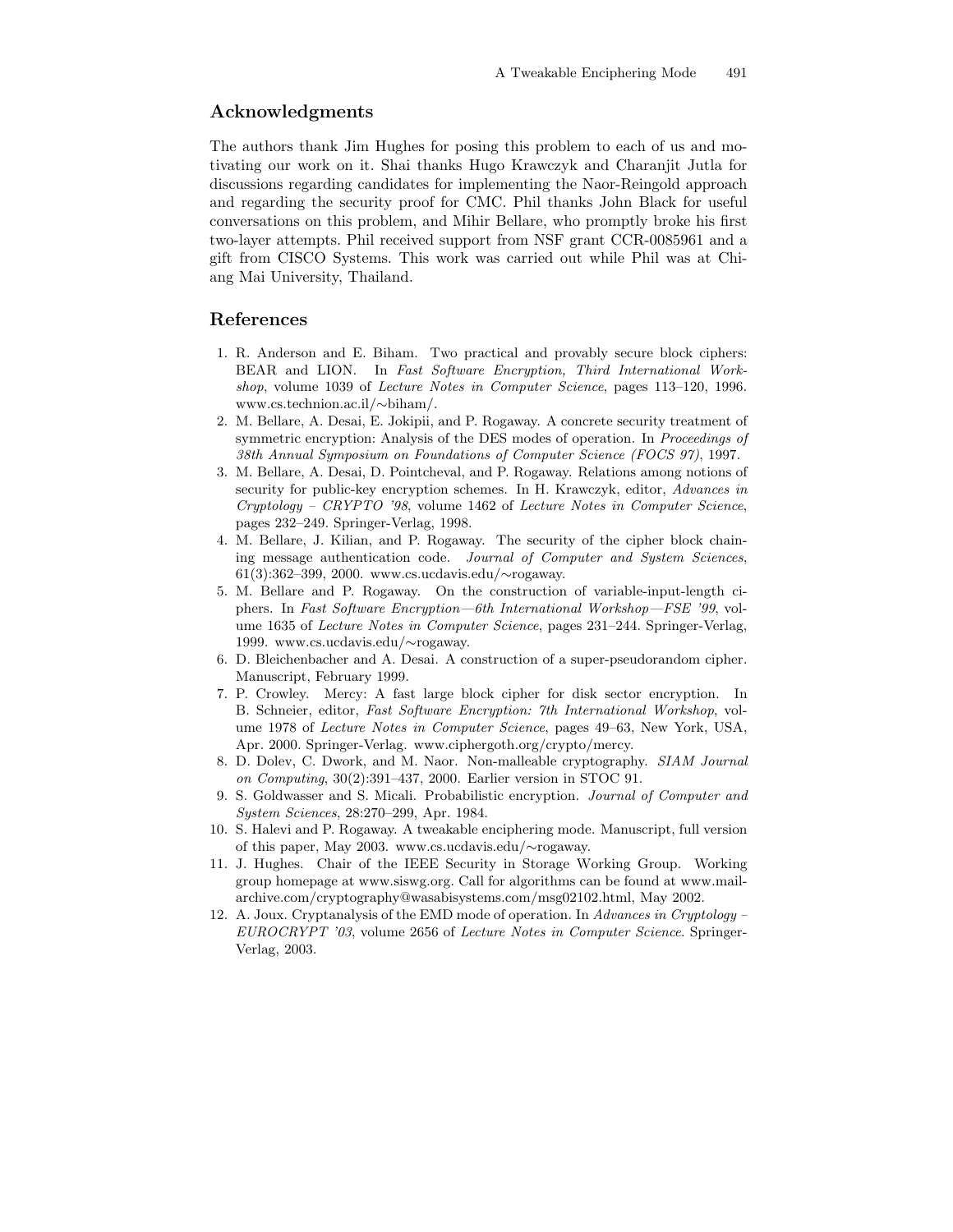## Acknowledgments

The authors thank Jim Hughes for posing this problem to each of us and motivating our work on it. Shai thanks Hugo Krawczyk and Charanjit Jutla for discussions regarding candidates for implementing the Naor-Reingold approach and regarding the security proof for CMC. Phil thanks John Black for useful conversations on this problem, and Mihir Bellare, who promptly broke his first two-layer attempts. Phil received support from NSF grant CCR-0085961 and a gift from CISCO Systems. This work was carried out while Phil was at Chiang Mai University, Thailand.

## References

1. R. Anderson and E. Biham. Two practical and provably secure block ciphers: BEAR and LION. In *Fast Software Encryption, Third International Workshop*, volume 1039 of *Lecture Notes in Computer Science*, pages 113–120, 1996. www.cs.technion.ac.il/∼biham/.
2. M. Bellare, A. Desai, E. Jokipii, and P. Rogaway. A concrete security treatment of symmetric encryption: Analysis of the DES modes of operation. In *Proceedings of 38th Annual Symposium on Foundations of Computer Science (FOCS 97)*, 1997.
3. M. Bellare, A. Desai, D. Pointcheval, and P. Rogaway. Relations among notions of security for public-key encryption schemes. In H. Krawczyk, editor, *Advances in Cryptology – CRYPTO '98*, volume 1462 of *Lecture Notes in Computer Science*, pages 232–249. Springer-Verlag, 1998.
4. M. Bellare, J. Kilian, and P. Rogaway. The security of the cipher block chaining message authentication code. *Journal of Computer and System Sciences*, 61(3):362–399, 2000. www.cs.ucdavis.edu/∼rogaway.
5. M. Bellare and P. Rogaway. On the construction of variable-input-length ciphers. In *Fast Software Encryption—6th International Workshop—FSE '99*, volume 1635 of *Lecture Notes in Computer Science*, pages 231–244. Springer-Verlag, 1999. www.cs.ucdavis.edu/∼rogaway.
6. D. Bleichenbacher and A. Desai. A construction of a super-pseudorandom cipher. Manuscript, February 1999.
7. P. Crowley. Mercy: A fast large block cipher for disk sector encryption. In B. Schneier, editor, *Fast Software Encryption: 7th International Workshop*, volume 1978 of *Lecture Notes in Computer Science*, pages 49–63, New York, USA, Apr. 2000. Springer-Verlag. www.ciphergoth.org/crypto/mercy.
8. D. Dolev, C. Dwork, and M. Naor. Non-malleable cryptography. *SIAM Journal on Computing*, 30(2):391–437, 2000. Earlier version in STOC 91.
9. S. Goldwasser and S. Micali. Probabilistic encryption. *Journal of Computer and System Sciences*, 28:270–299, Apr. 1984.
10. S. Halevi and P. Rogaway. A tweakable enciphering mode. Manuscript, full version of this paper, May 2003. www.cs.ucdavis.edu/∼rogaway.
11. J. Hughes. Chair of the IEEE Security in Storage Working Group. Working group homepage at www.siswg.org. Call for algorithms can be found at www.mail-archive.com/cryptography@wasabisystems.com/msg02102.html, May 2002.
12. A. Joux. Cryptanalysis of the EMD mode of operation. In *Advances in Cryptology – EUROCRYPT '03*, volume 2656 of *Lecture Notes in Computer Science*. Springer-Verlag, 2003.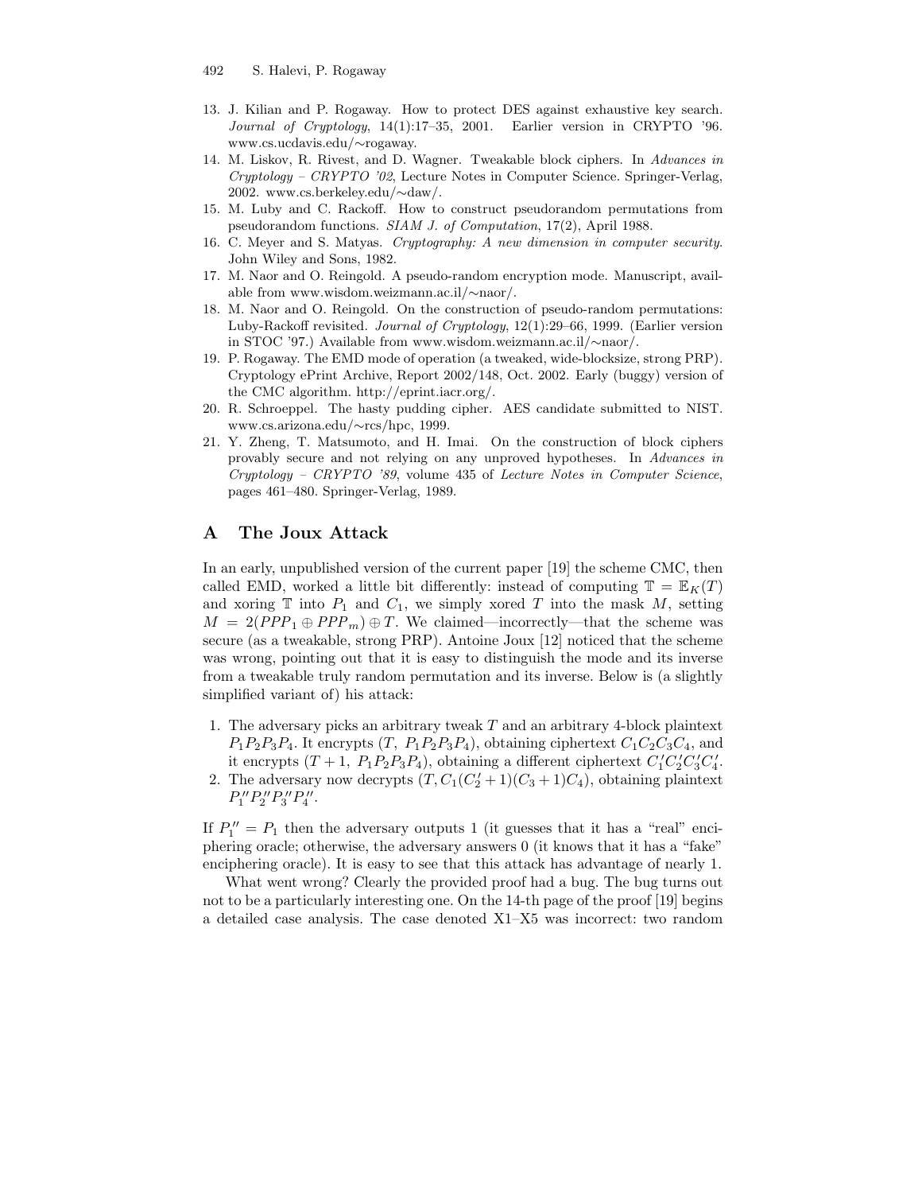13. J. Kilian and P. Rogaway. How to protect DES against exhaustive key search. *Journal of Cryptology*, 14(1):17–35, 2001. Earlier version in CRYPTO '96. www.cs.ucdavis.edu/∼rogaway.
14. M. Liskov, R. Rivest, and D. Wagner. Tweakable block ciphers. In *Advances in Cryptology – CRYPTO '02*, Lecture Notes in Computer Science. Springer-Verlag, 2002. www.cs.berkeley.edu/∼daw/.
15. M. Luby and C. Rackoff. How to construct pseudorandom permutations from pseudorandom functions. *SIAM J. of Computation*, 17(2), April 1988.
16. C. Meyer and S. Matyas. *Cryptography: A new dimension in computer security*. John Wiley and Sons, 1982.
17. M. Naor and O. Reingold. A pseudo-random encryption mode. Manuscript, available from www.wisdom.weizmann.ac.il/∼naor/.
18. M. Naor and O. Reingold. On the construction of pseudo-random permutations: Luby-Rackoff revisited. *Journal of Cryptology*, 12(1):29–66, 1999. (Earlier version in STOC '97.) Available from www.wisdom.weizmann.ac.il/∼naor/.
19. P. Rogaway. The EMD mode of operation (a tweaked, wide-blocksize, strong PRP). Cryptology ePrint Archive, Report 2002/148, Oct. 2002. Early (buggy) version of the CMC algorithm. http://eprint.iacr.org/.
20. R. Schroeppel. The hasty pudding cipher. AES candidate submitted to NIST. www.cs.arizona.edu/∼rcs/hpc, 1999.
21. Y. Zheng, T. Matsumoto, and H. Imai. On the construction of block ciphers provably secure and not relying on any unproved hypotheses. In *Advances in Cryptology – CRYPTO '89*, volume 435 of *Lecture Notes in Computer Science*, pages 461–480. Springer-Verlag, 1989.

## A The Joux Attack

In an early, unpublished version of the current paper [19] the scheme CMC, then called EMD, worked a little bit differently: instead of computing $\mathbb{T} = \mathbb{E}_K(T)$ and xoring $\mathbb{T}$ into $P_1$ and $C_1$, we simply xored $T$ into the mask $M$, setting $M = 2(PPP_1 \oplus PPP_m) \oplus T$. We claimed—incorrectly—that the scheme was secure (as a tweakable, strong PRP). Antoine Joux [12] noticed that the scheme was wrong, pointing out that it is easy to distinguish the mode and its inverse from a tweakable truly random permutation and its inverse. Below is (a slightly simplified variant of) his attack:

1. The adversary picks an arbitrary tweak $T$ and an arbitrary 4-block plaintext $P_1P_2P_3P_4$. It encrypts $(T,\ P_1P_2P_3P_4)$, obtaining ciphertext $C_1C_2C_3C_4$, and it encrypts $(T+1,\ P_1P_2P_3P_4)$, obtaining a different ciphertext $C_1'C_2'C_3'C_4'$.
2. The adversary now decrypts $(T, C_1(C_2'+1)(C_3+1)C_4)$, obtaining plaintext $P_1''P_2''P_3''P_4''$.

If $P_1'' = P_1$ then the adversary outputs 1 (it guesses that it has a "real" enciphering oracle; otherwise, the adversary answers 0 (it knows that it has a "fake" enciphering oracle). It is easy to see that this attack has advantage of nearly 1.

What went wrong? Clearly the provided proof had a bug. The bug turns out not to be a particularly interesting one. On the 14-th page of the proof [19] begins a detailed case analysis. The case denoted X1–X5 was incorrect: two random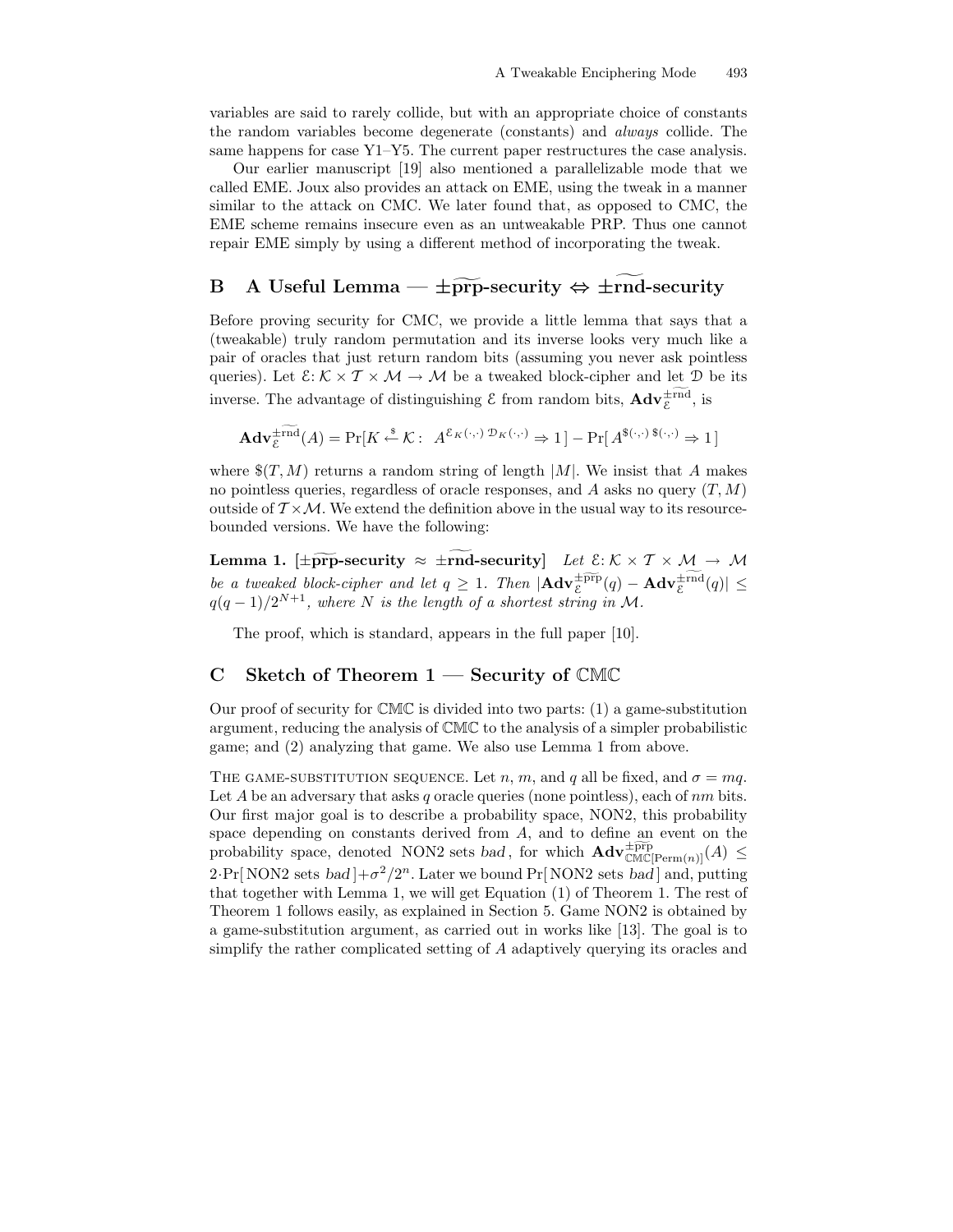variables are said to rarely collide, but with an appropriate choice of constants the random variables become degenerate (constants) and *always* collide. The same happens for case Y1–Y5. The current paper restructures the case analysis.

Our earlier manuscript [19] also mentioned a parallelizable mode that we called EME. Joux also provides an attack on EME, using the tweak in a manner similar to the attack on CMC. We later found that, as opposed to CMC, the EME scheme remains insecure even as an untweakable PRP. Thus one cannot repair EME simply by using a different method of incorporating the tweak.

## B A Useful Lemma — $\pm\widetilde{\mathbf{prp}}$-security $\Leftrightarrow$ $\pm\widetilde{\mathbf{rnd}}$-security

Before proving security for CMC, we provide a little lemma that says that a (tweakable) truly random permutation and its inverse looks very much like a pair of oracles that just return random bits (assuming you never ask pointless queries). Let $\mathcal{E}: \mathcal{K} \times \mathcal{T} \times \mathcal{M} \to \mathcal{M}$ be a tweaked block-cipher and let $\mathcal{D}$ be its inverse. The advantage of distinguishing $\mathcal{E}$ from random bits, $\mathbf{Adv}_{\mathcal{E}}^{\pm\widetilde{\mathrm{rnd}}}$, is

$$\mathbf{Adv}_{\mathcal{E}}^{\pm\widetilde{\mathrm{rnd}}}(A) = \Pr[K \xleftarrow{\$} \mathcal{K}:\ A^{\mathcal{E}_K(\cdot,\cdot)\ \mathcal{D}_K(\cdot,\cdot)} \Rightarrow 1] - \Pr[\, A^{\$(\cdot,\cdot)\ \$(\cdot,\cdot)} \Rightarrow 1\,]$$

where $\$(T, M)$ returns a random string of length $|M|$. We insist that $A$ makes no pointless queries, regardless of oracle responses, and $A$ asks no query $(T, M)$ outside of $\mathcal{T} \times \mathcal{M}$. We extend the definition above in the usual way to its resource-bounded versions. We have the following:

**Lemma 1.** **[$\pm\widetilde{\mathbf{prp}}$-security $\approx$ $\pm\widetilde{\mathbf{rnd}}$-security]** *Let $\mathcal{E}: \mathcal{K} \times \mathcal{T} \times \mathcal{M} \to \mathcal{M}$ be a tweaked block-cipher and let $q \geq 1$. Then $|\mathbf{Adv}_{\mathcal{E}}^{\pm\widetilde{\mathrm{prp}}}(q) - \mathbf{Adv}_{\mathcal{E}}^{\pm\widetilde{\mathrm{rnd}}}(q)| \leq q(q-1)/2^{N+1}$, where $N$ is the length of a shortest string in $\mathcal{M}$.*

The proof, which is standard, appears in the full paper [10].

## C Sketch of Theorem 1 — Security of $\mathbb{CMC}$

Our proof of security for $\mathbb{CMC}$ is divided into two parts: (1) a game-substitution argument, reducing the analysis of $\mathbb{CMC}$ to the analysis of a simpler probabilistic game; and (2) analyzing that game. We also use Lemma 1 from above.

The game-substitution sequence. Let $n$, $m$, and $q$ all be fixed, and $\sigma = mq$. Let $A$ be an adversary that asks $q$ oracle queries (none pointless), each of $nm$ bits. Our first major goal is to describe a probability space, NON2, this probability space depending on constants derived from $A$, and to define an event on the probability space, denoted NON2 sets *bad*, for which $\mathbf{Adv}_{\mathbb{CMC}[\mathrm{Perm}(n)]}^{\pm\widetilde{\mathrm{prp}}}(A) \leq 2 \cdot \Pr[\,\text{NON2 sets } bad\,] + \sigma^2/2^n$. Later we bound $\Pr[\,\text{NON2 sets } bad\,]$ and, putting that together with Lemma 1, we will get Equation (1) of Theorem 1. The rest of Theorem 1 follows easily, as explained in Section 5. Game NON2 is obtained by a game-substitution argument, as carried out in works like [13]. The goal is to simplify the rather complicated setting of $A$ adaptively querying its oracles and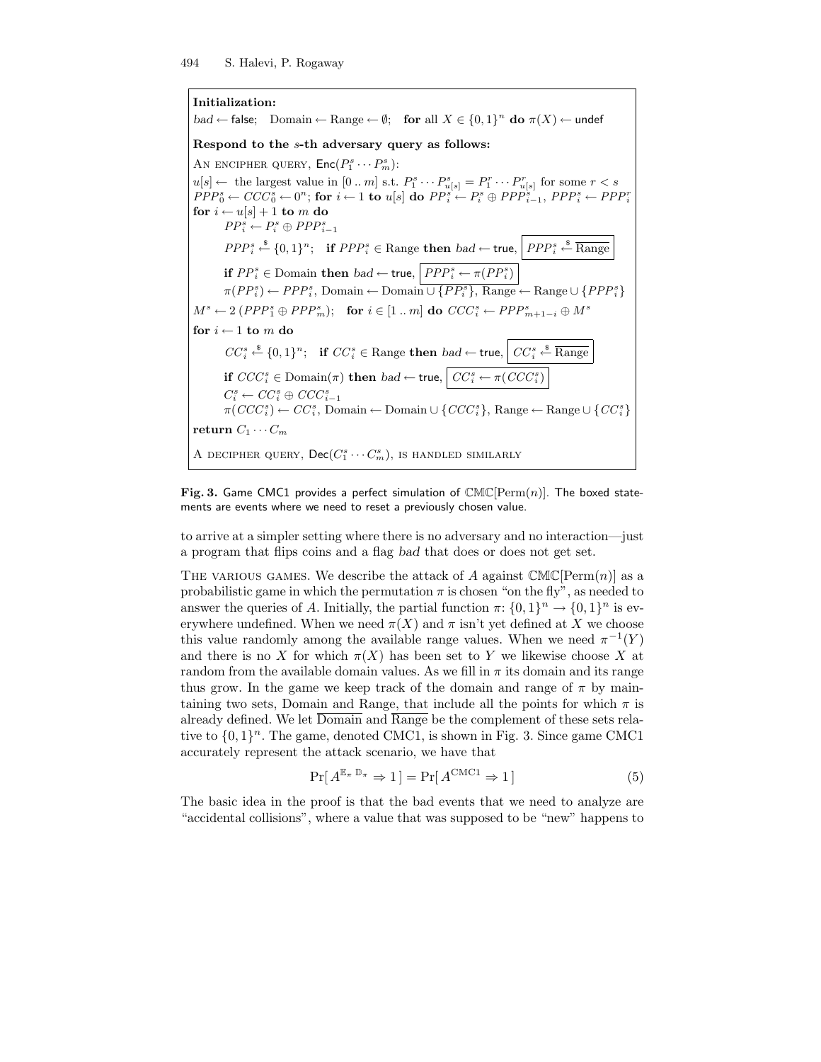**Initialization:**

$bad \leftarrow$ false; Domain $\leftarrow$ Range $\leftarrow \emptyset$; **for** all $X \in \{0,1\}^n$ **do** $\pi(X) \leftarrow$ undef

**Respond to the $s$-th adversary query as follows:**

AN ENCIPHER QUERY, $\mathsf{Enc}(P_1^s \cdots P_m^s)$:

$u[s] \leftarrow$ the largest value in $[0 \,..\, m]$ s.t. $P_1^s \cdots P_{u[s]}^s = P_1^r \cdots P_{u[s]}^r$ for some $r < s$

$PPP_0^s \leftarrow CCC_0^s \leftarrow 0^n$; **for** $i \leftarrow 1$ **to** $u[s]$ **do** $PP_i^s \leftarrow P_i^s \oplus PPP_{i-1}^s$, $PPP_i^s \leftarrow PPP_i^r$

**for** $i \leftarrow u[s]+1$ **to** $m$ **do**

  $PP_i^s \leftarrow P_i^s \oplus PPP_{i-1}^s$

  $PPP_i^s \xleftarrow{\$} \{0,1\}^n$; **if** $PPP_i^s \in$ Range **then** $bad \leftarrow$ true, $\boxed{PPP_i^s \xleftarrow{\$} \overline{\text{Range}}}$

  **if** $PP_i^s \in$ Domain **then** $bad \leftarrow$ true, $\boxed{PPP_i^s \leftarrow \pi(PP_i^s)}$

  $\pi(PP_i^s) \leftarrow PPP_i^s$, Domain $\leftarrow$ Domain $\cup \{PP_i^s\}$, Range $\leftarrow$ Range $\cup \{PPP_i^s\}$

$M^s \leftarrow 2\,(PPP_1^s \oplus PPP_m^s)$; **for** $i \in [1 \,..\, m]$ **do** $CCC_i^s \leftarrow PPP_{m+1-i}^s \oplus M^s$

**for** $i \leftarrow 1$ **to** $m$ **do**

  $CC_i^s \xleftarrow{\$} \{0,1\}^n$; **if** $CC_i^s \in$ Range **then** $bad \leftarrow$ true, $\boxed{CC_i^s \xleftarrow{\$} \overline{\text{Range}}}$

  **if** $CCC_i^s \in \text{Domain}(\pi)$ **then** $bad \leftarrow$ true, $\boxed{CC_i^s \leftarrow \pi(CCC_i^s)}$

  $C_i^s \leftarrow CC_i^s \oplus CCC_{i-1}^s$

  $\pi(CCC_i^s) \leftarrow CC_i^s$, Domain $\leftarrow$ Domain $\cup \{CCC_i^s\}$, Range $\leftarrow$ Range $\cup \{CC_i^s\}$

**return** $C_1 \cdots C_m$

A DECIPHER QUERY, $\mathsf{Dec}(C_1^s \cdots C_m^s)$, IS HANDLED SIMILARLY

**Fig. 3.** Game CMC1 provides a perfect simulation of $\mathbb{CMC}[\text{Perm}(n)]$. The boxed statements are events where we need to reset a previously chosen value.

to arrive at a simpler setting where there is no adversary and no interaction—just a program that flips coins and a flag *bad* that does or does not get set.

THE VARIOUS GAMES. We describe the attack of $A$ against $\mathbb{CMC}[\text{Perm}(n)]$ as a probabilistic game in which the permutation $\pi$ is chosen "on the fly", as needed to answer the queries of $A$. Initially, the partial function $\pi\colon \{0,1\}^n \to \{0,1\}^n$ is everywhere undefined. When we need $\pi(X)$ and $\pi$ isn't yet defined at $X$ we choose this value randomly among the available range values. When we need $\pi^{-1}(Y)$ and there is no $X$ for which $\pi(X)$ has been set to $Y$ we likewise choose $X$ at random from the available domain values. As we fill in $\pi$ its domain and its range thus grow. In the game we keep track of the domain and range of $\pi$ by maintaining two sets, Domain and Range, that include all the points for which $\pi$ is already defined. We let $\overline{\text{Domain}}$ and $\overline{\text{Range}}$ be the complement of these sets relative to $\{0,1\}^n$. The game, denoted CMC1, is shown in Fig. 3. Since game CMC1 accurately represent the attack scenario, we have that

$$\Pr[\, A^{\mathbb{E}_\pi\ \mathbb{D}_\pi} \Rightarrow 1\,] = \Pr[\, A^{\text{CMC1}} \Rightarrow 1\,] \tag{5}$$

The basic idea in the proof is that the bad events that we need to analyze are "accidental collisions", where a value that was supposed to be "new" happens to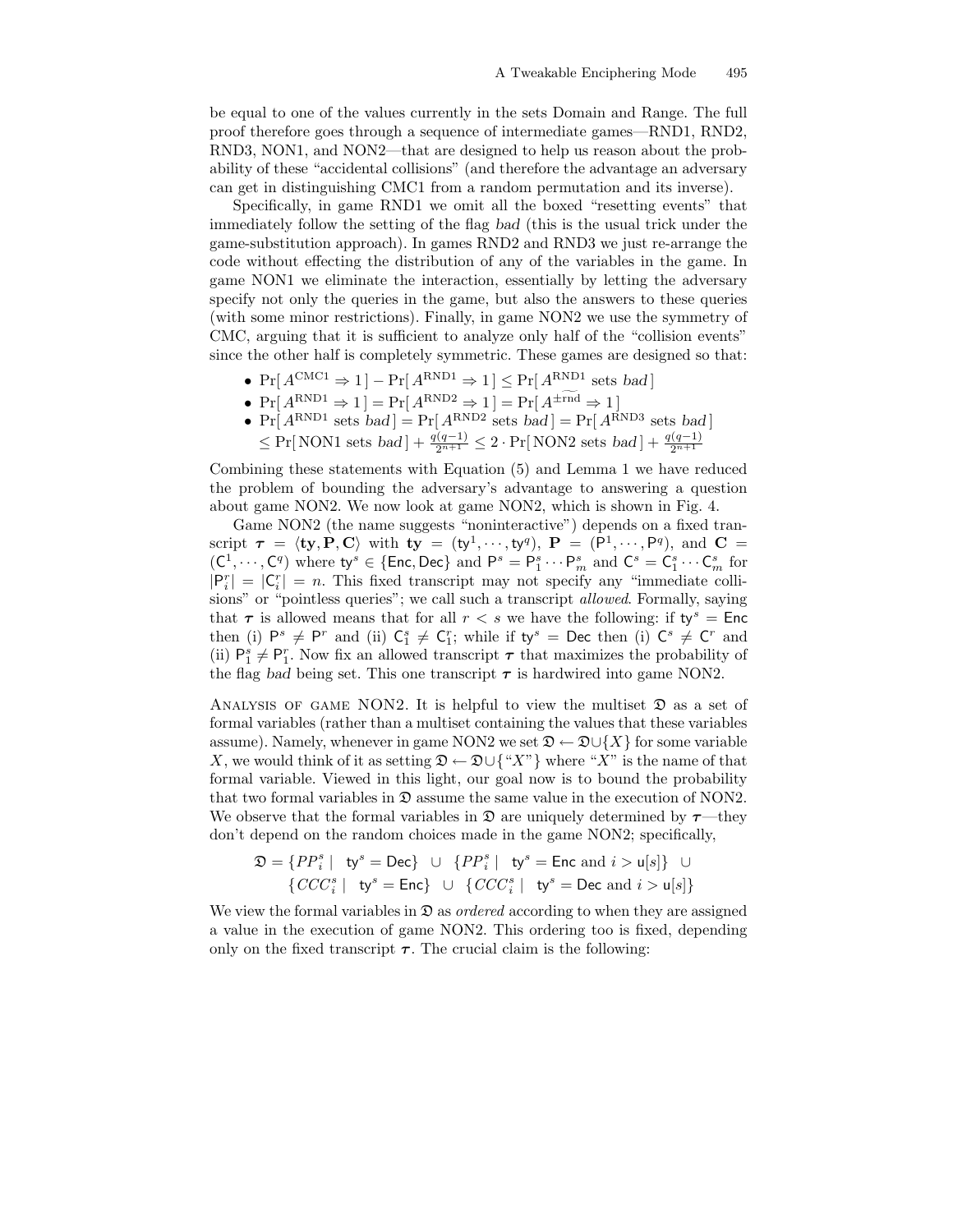be equal to one of the values currently in the sets Domain and Range. The full proof therefore goes through a sequence of intermediate games—RND1, RND2, RND3, NON1, and NON2—that are designed to help us reason about the probability of these "accidental collisions" (and therefore the advantage an adversary can get in distinguishing CMC1 from a random permutation and its inverse).

Specifically, in game RND1 we omit all the boxed "resetting events" that immediately follow the setting of the flag *bad* (this is the usual trick under the game-substitution approach). In games RND2 and RND3 we just re-arrange the code without effecting the distribution of any of the variables in the game. In game NON1 we eliminate the interaction, essentially by letting the adversary specify not only the queries in the game, but also the answers to these queries (with some minor restrictions). Finally, in game NON2 we use the symmetry of CMC, arguing that it is sufficient to analyze only half of the "collision events" since the other half is completely symmetric. These games are designed so that:

- $\Pr[\, A^{\mathrm{CMC1}} \Rightarrow 1\,] - \Pr[\, A^{\mathrm{RND1}} \Rightarrow 1\,] \le \Pr[\, A^{\mathrm{RND1}} \text{ sets } \mathit{bad}\,]$
- $\Pr[\, A^{\mathrm{RND1}} \Rightarrow 1\,] = \Pr[\, A^{\mathrm{RND2}} \Rightarrow 1\,] = \Pr[\, A^{\pm\widetilde{\mathrm{rnd}}} \Rightarrow 1\,]$
- $\Pr[\, A^{\mathrm{RND1}} \text{ sets } \mathit{bad}\,] = \Pr[\, A^{\mathrm{RND2}} \text{ sets } \mathit{bad}\,] = \Pr[\, A^{\mathrm{RND3}} \text{ sets } \mathit{bad}\,]$
  $\le \Pr[\,\mathrm{NON1} \text{ sets } \mathit{bad}\,] + \frac{q(q-1)}{2^{n+1}} \le 2 \cdot \Pr[\,\mathrm{NON2} \text{ sets } \mathit{bad}\,] + \frac{q(q-1)}{2^{n+1}}$

Combining these statements with Equation (5) and Lemma 1 we have reduced the problem of bounding the adversary's advantage to answering a question about game NON2. We now look at game NON2, which is shown in Fig. 4.

Game NON2 (the name suggests "noninteractive") depends on a fixed transcript $\boldsymbol{\tau} = \langle \mathbf{ty}, \mathbf{P}, \mathbf{C} \rangle$ with $\mathbf{ty} = (\mathsf{ty}^1, \cdots, \mathsf{ty}^q)$, $\mathbf{P} = (\mathsf{P}^1, \cdots, \mathsf{P}^q)$, and $\mathbf{C} = (\mathsf{C}^1, \cdots, \mathsf{C}^q)$ where $\mathsf{ty}^s \in \{\mathsf{Enc}, \mathsf{Dec}\}$ and $\mathsf{P}^s = \mathsf{P}^s_1 \cdots \mathsf{P}^s_m$ and $\mathsf{C}^s = \mathsf{C}^s_1 \cdots \mathsf{C}^s_m$ for $|\mathsf{P}^r_i| = |\mathsf{C}^r_i| = n$. This fixed transcript may not specify any "immediate collisions" or "pointless queries"; we call such a transcript *allowed*. Formally, saying that $\boldsymbol{\tau}$ is allowed means that for all $r < s$ we have the following: if $\mathsf{ty}^s = \mathsf{Enc}$ then (i) $\mathsf{P}^s \ne \mathsf{P}^r$ and (ii) $\mathsf{C}^s_1 \ne \mathsf{C}^r_1$; while if $\mathsf{ty}^s = \mathsf{Dec}$ then (i) $\mathsf{C}^s \ne \mathsf{C}^r$ and (ii) $\mathsf{P}^s_1 \ne \mathsf{P}^r_1$. Now fix an allowed transcript $\boldsymbol{\tau}$ that maximizes the probability of the flag *bad* being set. This one transcript $\boldsymbol{\tau}$ is hardwired into game NON2.

Analysis of game NON2. It is helpful to view the multiset $\mathfrak{D}$ as a set of formal variables (rather than a multiset containing the values that these variables assume). Namely, whenever in game NON2 we set $\mathfrak{D} \leftarrow \mathfrak{D} \cup \{X\}$ for some variable $X$, we would think of it as setting $\mathfrak{D} \leftarrow \mathfrak{D} \cup \{\text{“}X\text{”}\}$ where "$X$" is the name of that formal variable. Viewed in this light, our goal now is to bound the probability that two formal variables in $\mathfrak{D}$ assume the same value in the execution of NON2. We observe that the formal variables in $\mathfrak{D}$ are uniquely determined by $\boldsymbol{\tau}$—they don't depend on the random choices made in the game NON2; specifically,

$$\mathfrak{D} = \{PP^s_i \mid \ \mathsf{ty}^s = \mathsf{Dec}\} \ \cup\ \{PP^s_i \mid \ \mathsf{ty}^s = \mathsf{Enc} \text{ and } i > \mathsf{u}[s]\} \ \cup$$
$$\{CCC^s_i \mid \ \mathsf{ty}^s = \mathsf{Enc}\} \ \cup\ \{CCC^s_i \mid \ \mathsf{ty}^s = \mathsf{Dec} \text{ and } i > \mathsf{u}[s]\}$$

We view the formal variables in $\mathfrak{D}$ as *ordered* according to when they are assigned a value in the execution of game NON2. This ordering too is fixed, depending only on the fixed transcript $\boldsymbol{\tau}$. The crucial claim is the following: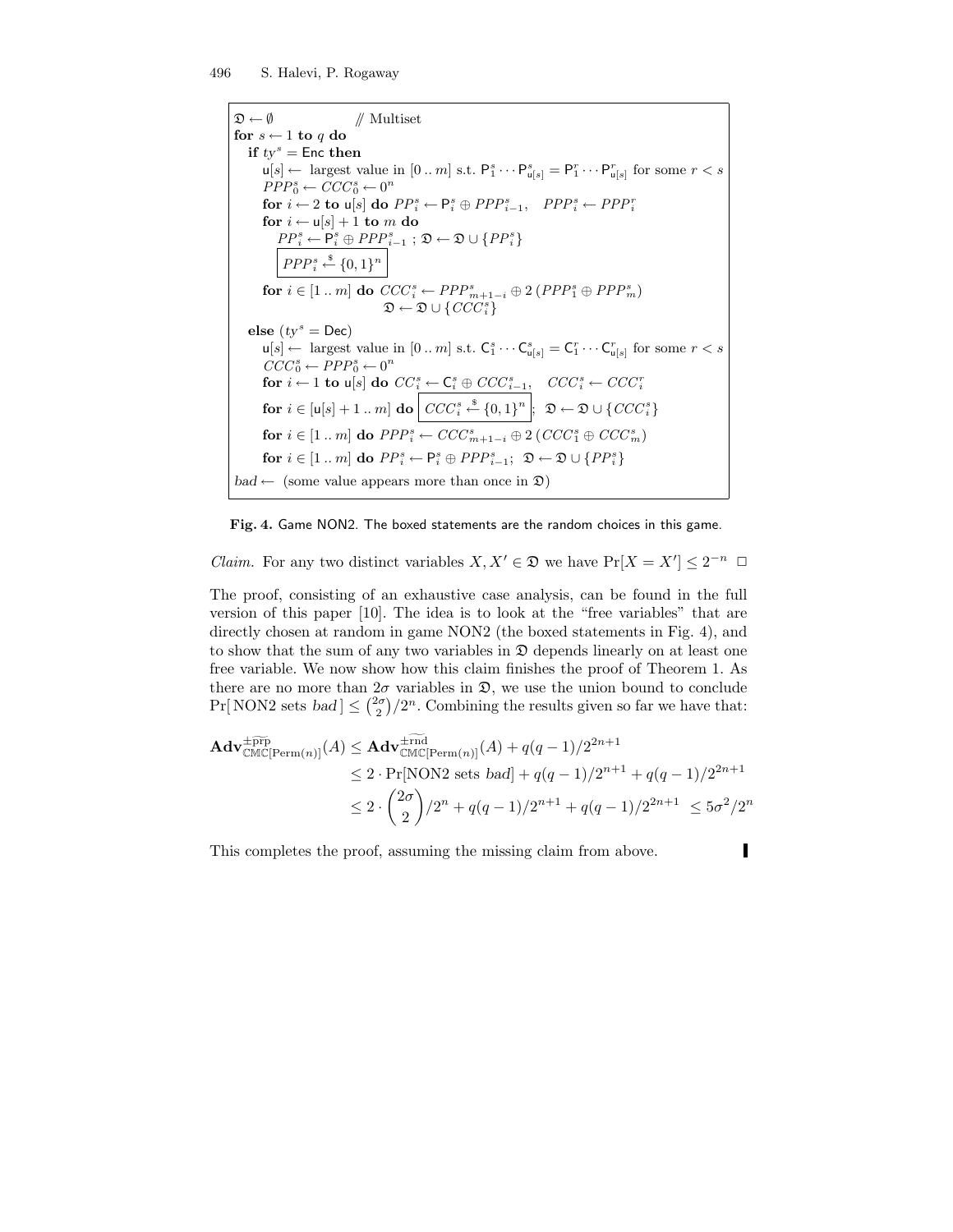```
𝔇 ← ∅                          // Multiset
for s ← 1 to q do
  if ty^s = Enc then
    u[s] ← largest value in [0 .. m] s.t. P_1^s ··· P_{u[s]}^s = P_1^r ··· P_{u[s]}^r for some r < s
    PPP_0^s ← CCC_0^s ← 0^n
    for i ← 2 to u[s] do PP_i^s ← P_i^s ⊕ PPP_{i-1}^s,   PPP_i^s ← PPP_i^r
    for i ← u[s] + 1 to m do
      PP_i^s ← P_i^s ⊕ PPP_{i-1}^s ; 𝔇 ← 𝔇 ∪ {PP_i^s}
      [ PPP_i^s ←$ {0,1}^n ]
    for i ∈ [1 .. m] do CCC_i^s ← PPP_{m+1-i}^s ⊕ 2 (PPP_1^s ⊕ PPP_m^s)
                        𝔇 ← 𝔇 ∪ {CCC_i^s}
  else (ty^s = Dec)
    u[s] ← largest value in [0 .. m] s.t. C_1^s ··· C_{u[s]}^s = C_1^r ··· C_{u[s]}^r for some r < s
    CCC_0^s ← PPP_0^s ← 0^n
    for i ← 1 to u[s] do CC_i^s ← C_i^s ⊕ CCC_{i-1}^s,   CCC_i^s ← CCC_i^r
    for i ∈ [u[s] + 1 .. m] do [ CCC_i^s ←$ {0,1}^n ];  𝔇 ← 𝔇 ∪ {CCC_i^s}
    for i ∈ [1 .. m] do PPP_i^s ← CCC_{m+1-i}^s ⊕ 2 (CCC_1^s ⊕ CCC_m^s)
    for i ∈ [1 .. m] do PP_i^s ← P_i^s ⊕ PPP_{i-1}^s;  𝔇 ← 𝔇 ∪ {PP_i^s}
bad ← (some value appears more than once in 𝔇)
```

**Fig. 4.** Game NON2. The boxed statements are the random choices in this game.

*Claim.* For any two distinct variables $X, X' \in \mathfrak{D}$ we have $\Pr[X = X'] \leq 2^{-n}$ □

The proof, consisting of an exhaustive case analysis, can be found in the full version of this paper [10]. The idea is to look at the "free variables" that are directly chosen at random in game NON2 (the boxed statements in Fig. 4), and to show that the sum of any two variables in $\mathfrak{D}$ depends linearly on at least one free variable. We now show how this claim finishes the proof of Theorem 1. As there are no more than $2\sigma$ variables in $\mathfrak{D}$, we use the union bound to conclude $\Pr[\text{NON2 sets } bad] \leq \binom{2\sigma}{2}/2^n$. Combining the results given so far we have that:

$$
\begin{aligned}
\mathbf{Adv}^{\pm\widetilde{\mathrm{prp}}}_{\mathbb{CMC}[\mathrm{Perm}(n)]}(A) &\leq \mathbf{Adv}^{\pm\widetilde{\mathrm{rnd}}}_{\mathbb{CMC}[\mathrm{Perm}(n)]}(A) + q(q-1)/2^{2n+1} \\
&\leq 2 \cdot \Pr[\text{NON2 sets } bad] + q(q-1)/2^{n+1} + q(q-1)/2^{2n+1} \\
&\leq 2 \cdot \binom{2\sigma}{2}/2^n + q(q-1)/2^{n+1} + q(q-1)/2^{2n+1} \;\; \leq 5\sigma^2/2^n
\end{aligned}
$$

This completes the proof, assuming the missing claim from above. ∎